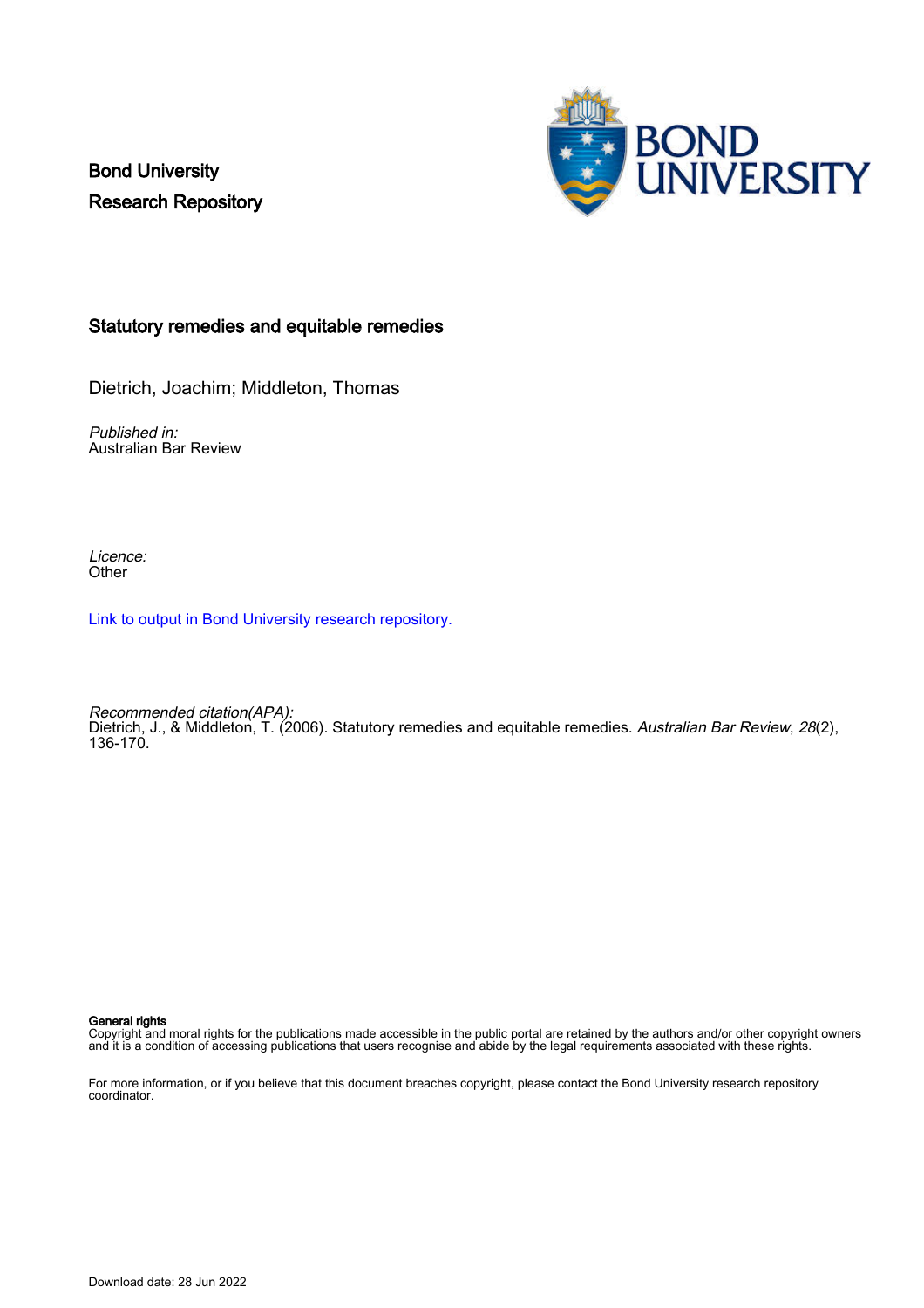Bond University
Research Repository

# Statutory remedies and equitable remedies

Dietrich, Joachim; Middleton, Thomas

*Published in:*
Australian Bar Review

*Licence:*
Other

Link to output in Bond University research repository.

*Recommended citation(APA):*
Dietrich, J., & Middleton, T. (2006). Statutory remedies and equitable remedies. *Australian Bar Review*, *28*(2), 136-170.

**General rights**
Copyright and moral rights for the publications made accessible in the public portal are retained by the authors and/or other copyright owners and it is a condition of accessing publications that users recognise and abide by the legal requirements associated with these rights.

For more information, or if you believe that this document breaches copyright, please contact the Bond University research repository coordinator.

Download date: 28 Jun 2022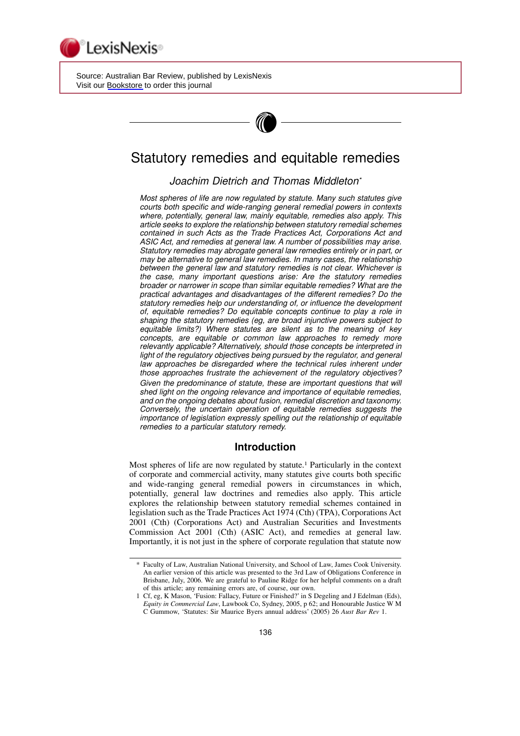Source: Australian Bar Review, published by LexisNexis
Visit our Bookstore to order this journal

# Statutory remedies and equitable remedies

*Joachim Dietrich and Thomas Middleton\**

*Most spheres of life are now regulated by statute. Many such statutes give courts both specific and wide-ranging general remedial powers in contexts where, potentially, general law, mainly equitable, remedies also apply. This article seeks to explore the relationship between statutory remedial schemes contained in such Acts as the Trade Practices Act, Corporations Act and ASIC Act, and remedies at general law. A number of possibilities may arise. Statutory remedies may abrogate general law remedies entirely or in part, or may be alternative to general law remedies. In many cases, the relationship between the general law and statutory remedies is not clear. Whichever is the case, many important questions arise: Are the statutory remedies broader or narrower in scope than similar equitable remedies? What are the practical advantages and disadvantages of the different remedies? Do the statutory remedies help our understanding of, or influence the development of, equitable remedies? Do equitable concepts continue to play a role in shaping the statutory remedies (eg, are broad injunctive powers subject to equitable limits?) Where statutes are silent as to the meaning of key concepts, are equitable or common law approaches to remedy more relevantly applicable? Alternatively, should those concepts be interpreted in light of the regulatory objectives being pursued by the regulator, and general law approaches be disregarded where the technical rules inherent under those approaches frustrate the achievement of the regulatory objectives? Given the predominance of statute, these are important questions that will shed light on the ongoing relevance and importance of equitable remedies, and on the ongoing debates about fusion, remedial discretion and taxonomy. Conversely, the uncertain operation of equitable remedies suggests the importance of legislation expressly spelling out the relationship of equitable remedies to a particular statutory remedy.*

## Introduction

Most spheres of life are now regulated by statute.[1] Particularly in the context of corporate and commercial activity, many statutes give courts both specific and wide-ranging general remedial powers in circumstances in which, potentially, general law doctrines and remedies also apply. This article explores the relationship between statutory remedial schemes contained in legislation such as the Trade Practices Act 1974 (Cth) (TPA), Corporations Act 2001 (Cth) (Corporations Act) and Australian Securities and Investments Commission Act 2001 (Cth) (ASIC Act), and remedies at general law. Importantly, it is not just in the sphere of corporate regulation that statute now

---

\* Faculty of Law, Australian National University, and School of Law, James Cook University. An earlier version of this article was presented to the 3rd Law of Obligations Conference in Brisbane, July, 2006. We are grateful to Pauline Ridge for her helpful comments on a draft of this article; any remaining errors are, of course, our own.

1 Cf, eg, K Mason, 'Fusion: Fallacy, Future or Finished?' in S Degeling and J Edelman (Eds), *Equity in Commercial Law*, Lawbook Co, Sydney, 2005, p 62; and Honourable Justice W M C Gummow, 'Statutes: Sir Maurice Byers annual address' (2005) 26 *Aust Bar Rev* 1.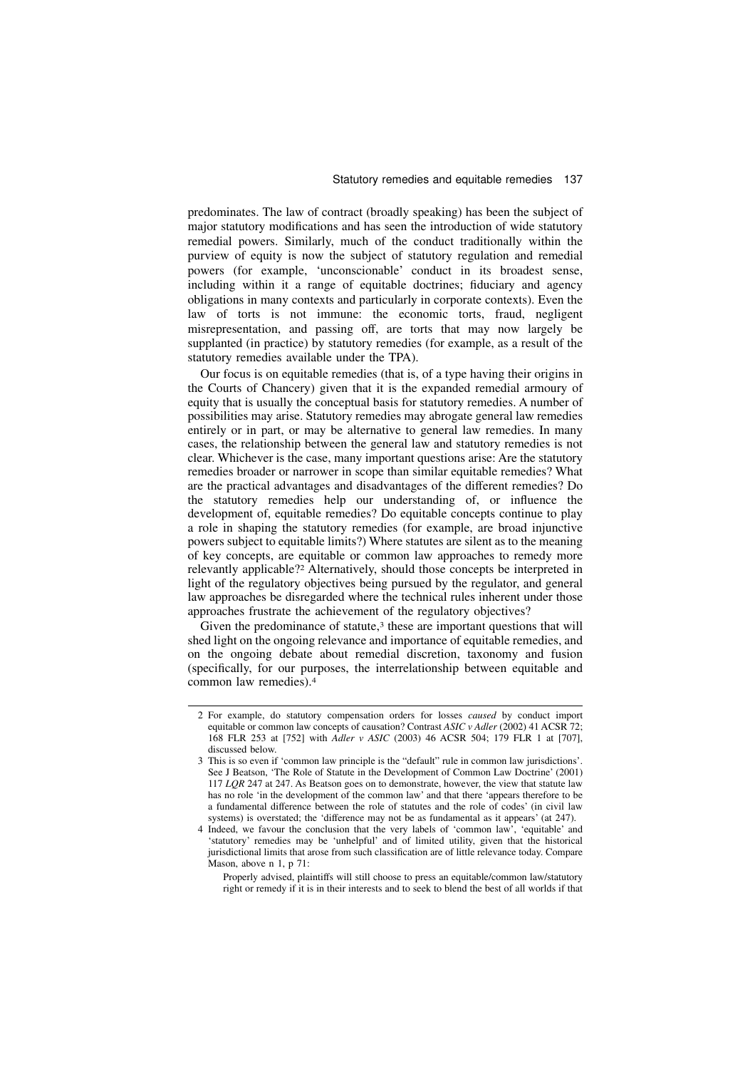predominates. The law of contract (broadly speaking) has been the subject of major statutory modifications and has seen the introduction of wide statutory remedial powers. Similarly, much of the conduct traditionally within the purview of equity is now the subject of statutory regulation and remedial powers (for example, 'unconscionable' conduct in its broadest sense, including within it a range of equitable doctrines; fiduciary and agency obligations in many contexts and particularly in corporate contexts). Even the law of torts is not immune: the economic torts, fraud, negligent misrepresentation, and passing off, are torts that may now largely be supplanted (in practice) by statutory remedies (for example, as a result of the statutory remedies available under the TPA).

Our focus is on equitable remedies (that is, of a type having their origins in the Courts of Chancery) given that it is the expanded remedial armoury of equity that is usually the conceptual basis for statutory remedies. A number of possibilities may arise. Statutory remedies may abrogate general law remedies entirely or in part, or may be alternative to general law remedies. In many cases, the relationship between the general law and statutory remedies is not clear. Whichever is the case, many important questions arise: Are the statutory remedies broader or narrower in scope than similar equitable remedies? What are the practical advantages and disadvantages of the different remedies? Do the statutory remedies help our understanding of, or influence the development of, equitable remedies? Do equitable concepts continue to play a role in shaping the statutory remedies (for example, are broad injunctive powers subject to equitable limits?) Where statutes are silent as to the meaning of key concepts, are equitable or common law approaches to remedy more relevantly applicable?[2] Alternatively, should those concepts be interpreted in light of the regulatory objectives being pursued by the regulator, and general law approaches be disregarded where the technical rules inherent under those approaches frustrate the achievement of the regulatory objectives?

Given the predominance of statute,[3] these are important questions that will shed light on the ongoing relevance and importance of equitable remedies, and on the ongoing debate about remedial discretion, taxonomy and fusion (specifically, for our purposes, the interrelationship between equitable and common law remedies).[4]

---

2 For example, do statutory compensation orders for losses *caused* by conduct import equitable or common law concepts of causation? Contrast *ASIC v Adler* (2002) 41 ACSR 72; 168 FLR 253 at [752] with *Adler v ASIC* (2003) 46 ACSR 504; 179 FLR 1 at [707], discussed below.

3 This is so even if 'common law principle is the "default" rule in common law jurisdictions'. See J Beatson, 'The Role of Statute in the Development of Common Law Doctrine' (2001) 117 *LQR* 247 at 247. As Beatson goes on to demonstrate, however, the view that statute law has no role 'in the development of the common law' and that there 'appears therefore to be a fundamental difference between the role of statutes and the role of codes' (in civil law systems) is overstated; the 'difference may not be as fundamental as it appears' (at 247).

4 Indeed, we favour the conclusion that the very labels of 'common law', 'equitable' and 'statutory' remedies may be 'unhelpful' and of limited utility, given that the historical jurisdictional limits that arose from such classification are of little relevance today. Compare Mason, above n 1, p 71:

> Properly advised, plaintiffs will still choose to press an equitable/common law/statutory right or remedy if it is in their interests and to seek to blend the best of all worlds if that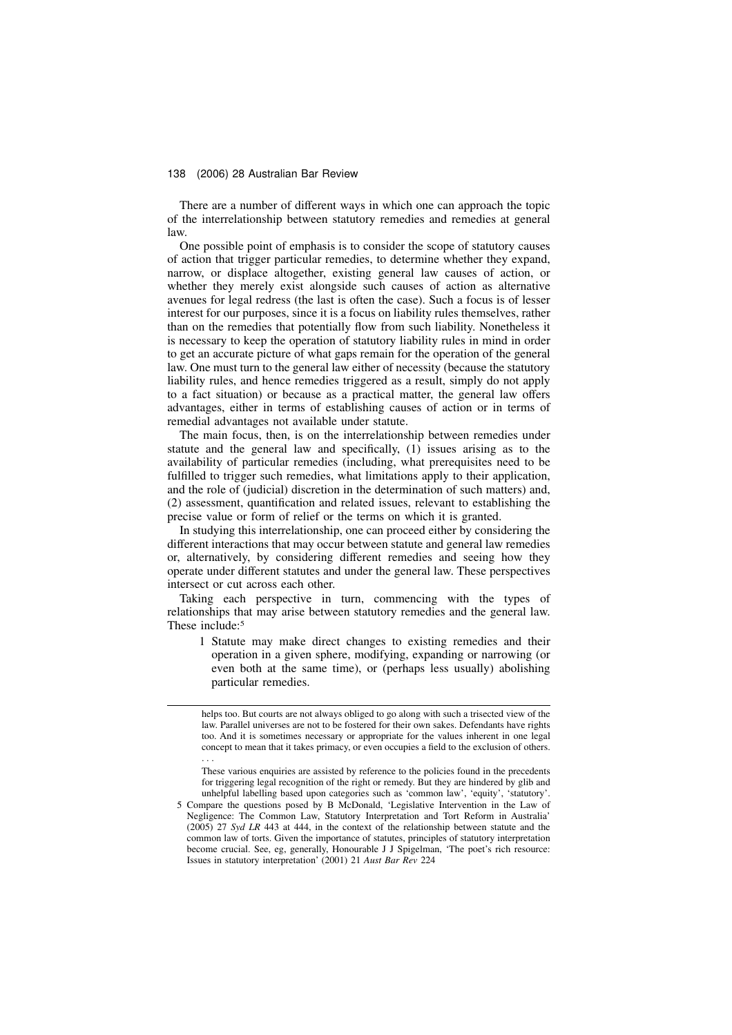There are a number of different ways in which one can approach the topic of the interrelationship between statutory remedies and remedies at general law.

One possible point of emphasis is to consider the scope of statutory causes of action that trigger particular remedies, to determine whether they expand, narrow, or displace altogether, existing general law causes of action, or whether they merely exist alongside such causes of action as alternative avenues for legal redress (the last is often the case). Such a focus is of lesser interest for our purposes, since it is a focus on liability rules themselves, rather than on the remedies that potentially flow from such liability. Nonetheless it is necessary to keep the operation of statutory liability rules in mind in order to get an accurate picture of what gaps remain for the operation of the general law. One must turn to the general law either of necessity (because the statutory liability rules, and hence remedies triggered as a result, simply do not apply to a fact situation) or because as a practical matter, the general law offers advantages, either in terms of establishing causes of action or in terms of remedial advantages not available under statute.

The main focus, then, is on the interrelationship between remedies under statute and the general law and specifically, (1) issues arising as to the availability of particular remedies (including, what prerequisites need to be fulfilled to trigger such remedies, what limitations apply to their application, and the role of (judicial) discretion in the determination of such matters) and, (2) assessment, quantification and related issues, relevant to establishing the precise value or form of relief or the terms on which it is granted.

In studying this interrelationship, one can proceed either by considering the different interactions that may occur between statute and general law remedies or, alternatively, by considering different remedies and seeing how they operate under different statutes and under the general law. These perspectives intersect or cut across each other.

Taking each perspective in turn, commencing with the types of relationships that may arise between statutory remedies and the general law. These include:[5]

1 Statute may make direct changes to existing remedies and their operation in a given sphere, modifying, expanding or narrowing (or even both at the same time), or (perhaps less usually) abolishing particular remedies.

---

helps too. But courts are not always obliged to go along with such a trisected view of the law. Parallel universes are not to be fostered for their own sakes. Defendants have rights too. And it is sometimes necessary or appropriate for the values inherent in one legal concept to mean that it takes primacy, or even occupies a field to the exclusion of others. . . .

These various enquiries are assisted by reference to the policies found in the precedents for triggering legal recognition of the right or remedy. But they are hindered by glib and unhelpful labelling based upon categories such as 'common law', 'equity', 'statutory'.

5 Compare the questions posed by B McDonald, 'Legislative Intervention in the Law of Negligence: The Common Law, Statutory Interpretation and Tort Reform in Australia' (2005) 27 *Syd LR* 443 at 444, in the context of the relationship between statute and the common law of torts. Given the importance of statutes, principles of statutory interpretation become crucial. See, eg, generally, Honourable J J Spigelman, 'The poet's rich resource: Issues in statutory interpretation' (2001) 21 *Aust Bar Rev* 224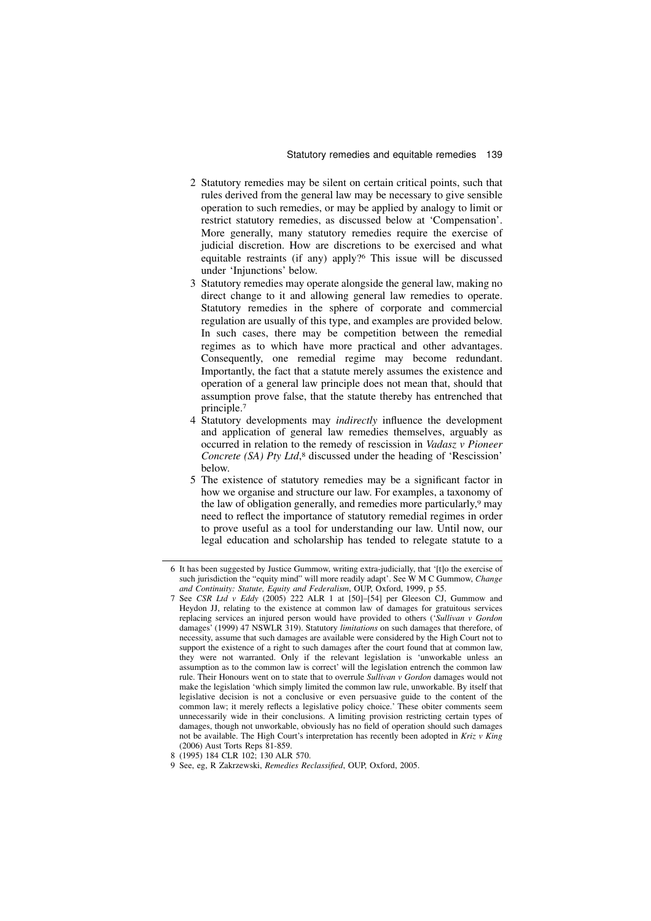2. Statutory remedies may be silent on certain critical points, such that rules derived from the general law may be necessary to give sensible operation to such remedies, or may be applied by analogy to limit or restrict statutory remedies, as discussed below at 'Compensation'. More generally, many statutory remedies require the exercise of judicial discretion. How are discretions to be exercised and what equitable restraints (if any) apply?[6] This issue will be discussed under 'Injunctions' below.
3. Statutory remedies may operate alongside the general law, making no direct change to it and allowing general law remedies to operate. Statutory remedies in the sphere of corporate and commercial regulation are usually of this type, and examples are provided below. In such cases, there may be competition between the remedial regimes as to which have more practical and other advantages. Consequently, one remedial regime may become redundant. Importantly, the fact that a statute merely assumes the existence and operation of a general law principle does not mean that, should that assumption prove false, that the statute thereby has entrenched that principle.[7]
4. Statutory developments may *indirectly* influence the development and application of general law remedies themselves, arguably as occurred in relation to the remedy of rescission in *Vadasz v Pioneer Concrete (SA) Pty Ltd*,[8] discussed under the heading of 'Rescission' below.
5. The existence of statutory remedies may be a significant factor in how we organise and structure our law. For examples, a taxonomy of the law of obligation generally, and remedies more particularly,[9] may need to reflect the importance of statutory remedial regimes in order to prove useful as a tool for understanding our law. Until now, our legal education and scholarship has tended to relegate statute to a

---

6 It has been suggested by Justice Gummow, writing extra-judicially, that '[t]o the exercise of such jurisdiction the "equity mind" will more readily adapt'. See W M C Gummow, *Change and Continuity: Statute, Equity and Federalism*, OUP, Oxford, 1999, p 55.

7 See *CSR Ltd v Eddy* (2005) 222 ALR 1 at [50]–[54] per Gleeson CJ, Gummow and Heydon JJ, relating to the existence at common law of damages for gratuitous services replacing services an injured person would have provided to others ('*Sullivan v Gordon* damages' (1999) 47 NSWLR 319). Statutory *limitations* on such damages that therefore, of necessity, assume that such damages are available were considered by the High Court not to support the existence of a right to such damages after the court found that at common law, they were not warranted. Only if the relevant legislation is 'unworkable unless an assumption as to the common law is correct' will the legislation entrench the common law rule. Their Honours went on to state that to overrule *Sullivan v Gordon* damages would not make the legislation 'which simply limited the common law rule, unworkable. By itself that legislative decision is not a conclusive or even persuasive guide to the content of the common law; it merely reflects a legislative policy choice.' These obiter comments seem unnecessarily wide in their conclusions. A limiting provision restricting certain types of damages, though not unworkable, obviously has no field of operation should such damages not be available. The High Court's interpretation has recently been adopted in *Kriz v King* (2006) Aust Torts Reps 81-859.

8 (1995) 184 CLR 102; 130 ALR 570.

9 See, eg, R Zakrzewski, *Remedies Reclassified*, OUP, Oxford, 2005.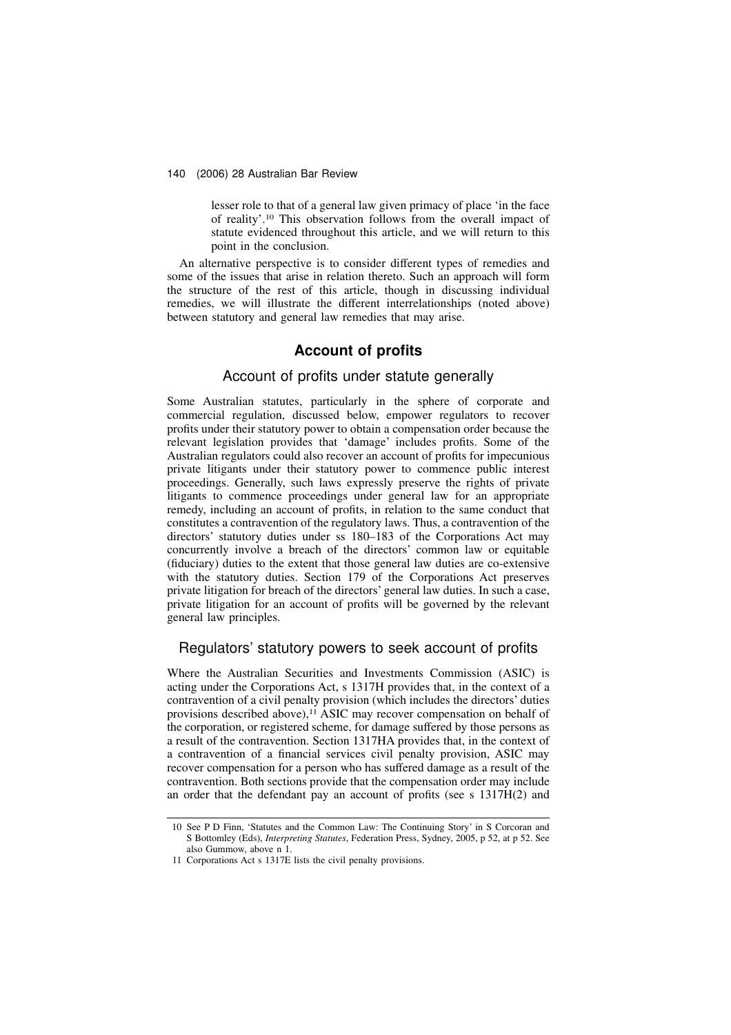lesser role to that of a general law given primacy of place 'in the face of reality'.[10] This observation follows from the overall impact of statute evidenced throughout this article, and we will return to this point in the conclusion.

An alternative perspective is to consider different types of remedies and some of the issues that arise in relation thereto. Such an approach will form the structure of the rest of this article, though in discussing individual remedies, we will illustrate the different interrelationships (noted above) between statutory and general law remedies that may arise.

## Account of profits

### Account of profits under statute generally

Some Australian statutes, particularly in the sphere of corporate and commercial regulation, discussed below, empower regulators to recover profits under their statutory power to obtain a compensation order because the relevant legislation provides that 'damage' includes profits. Some of the Australian regulators could also recover an account of profits for impecunious private litigants under their statutory power to commence public interest proceedings. Generally, such laws expressly preserve the rights of private litigants to commence proceedings under general law for an appropriate remedy, including an account of profits, in relation to the same conduct that constitutes a contravention of the regulatory laws. Thus, a contravention of the directors' statutory duties under ss 180–183 of the Corporations Act may concurrently involve a breach of the directors' common law or equitable (fiduciary) duties to the extent that those general law duties are co-extensive with the statutory duties. Section 179 of the Corporations Act preserves private litigation for breach of the directors' general law duties. In such a case, private litigation for an account of profits will be governed by the relevant general law principles.

### Regulators' statutory powers to seek account of profits

Where the Australian Securities and Investments Commission (ASIC) is acting under the Corporations Act, s 1317H provides that, in the context of a contravention of a civil penalty provision (which includes the directors' duties provisions described above),[11] ASIC may recover compensation on behalf of the corporation, or registered scheme, for damage suffered by those persons as a result of the contravention. Section 1317HA provides that, in the context of a contravention of a financial services civil penalty provision, ASIC may recover compensation for a person who has suffered damage as a result of the contravention. Both sections provide that the compensation order may include an order that the defendant pay an account of profits (see s 1317H(2) and

---

10 See P D Finn, 'Statutes and the Common Law: The Continuing Story' in S Corcoran and S Bottomley (Eds), *Interpreting Statutes*, Federation Press, Sydney, 2005, p 52, at p 52. See also Gummow, above n 1.

11 Corporations Act s 1317E lists the civil penalty provisions.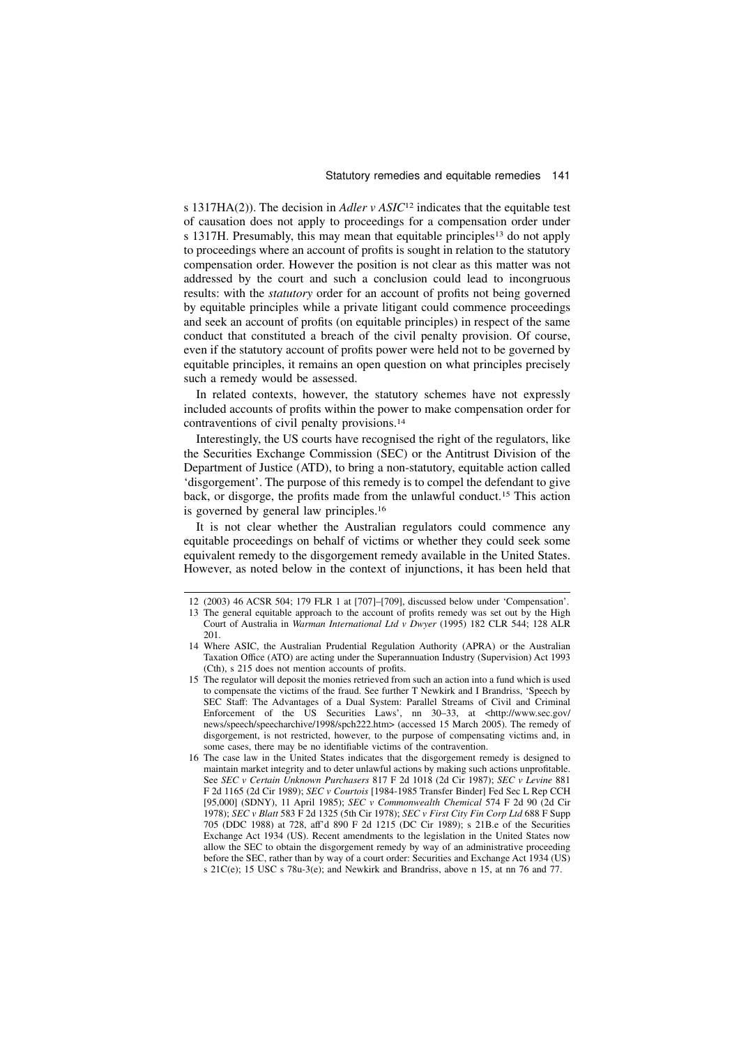s 1317HA(2)). The decision in *Adler v ASIC*[12] indicates that the equitable test of causation does not apply to proceedings for a compensation order under s 1317H. Presumably, this may mean that equitable principles[13] do not apply to proceedings where an account of profits is sought in relation to the statutory compensation order. However the position is not clear as this matter was not addressed by the court and such a conclusion could lead to incongruous results: with the *statutory* order for an account of profits not being governed by equitable principles while a private litigant could commence proceedings and seek an account of profits (on equitable principles) in respect of the same conduct that constituted a breach of the civil penalty provision. Of course, even if the statutory account of profits power were held not to be governed by equitable principles, it remains an open question on what principles precisely such a remedy would be assessed.

In related contexts, however, the statutory schemes have not expressly included accounts of profits within the power to make compensation order for contraventions of civil penalty provisions.[14]

Interestingly, the US courts have recognised the right of the regulators, like the Securities Exchange Commission (SEC) or the Antitrust Division of the Department of Justice (ATD), to bring a non-statutory, equitable action called 'disgorgement'. The purpose of this remedy is to compel the defendant to give back, or disgorge, the profits made from the unlawful conduct.[15] This action is governed by general law principles.[16]

It is not clear whether the Australian regulators could commence any equitable proceedings on behalf of victims or whether they could seek some equivalent remedy to the disgorgement remedy available in the United States. However, as noted below in the context of injunctions, it has been held that

---

12 (2003) 46 ACSR 504; 179 FLR 1 at [707]–[709], discussed below under 'Compensation'.

13 The general equitable approach to the account of profits remedy was set out by the High Court of Australia in *Warman International Ltd v Dwyer* (1995) 182 CLR 544; 128 ALR 201.

14 Where ASIC, the Australian Prudential Regulation Authority (APRA) or the Australian Taxation Office (ATO) are acting under the Superannuation Industry (Supervision) Act 1993 (Cth), s 215 does not mention accounts of profits.

15 The regulator will deposit the monies retrieved from such an action into a fund which is used to compensate the victims of the fraud. See further T Newkirk and I Brandriss, 'Speech by SEC Staff: The Advantages of a Dual System: Parallel Streams of Civil and Criminal Enforcement of the US Securities Laws', nn 30–33, at <http://www.sec.gov/news/speech/speecharchive/1998/spch222.htm> (accessed 15 March 2005). The remedy of disgorgement, is not restricted, however, to the purpose of compensating victims and, in some cases, there may be no identifiable victims of the contravention.

16 The case law in the United States indicates that the disgorgement remedy is designed to maintain market integrity and to deter unlawful actions by making such actions unprofitable. See *SEC v Certain Unknown Purchasers* 817 F 2d 1018 (2d Cir 1987); *SEC v Levine* 881 F 2d 1165 (2d Cir 1989); *SEC v Courtois* [1984-1985 Transfer Binder] Fed Sec L Rep CCH [95,000] (SDNY), 11 April 1985); *SEC v Commonwealth Chemical* 574 F 2d 90 (2d Cir 1978); *SEC v Blatt* 583 F 2d 1325 (5th Cir 1978); *SEC v First City Fin Corp Ltd* 688 F Supp 705 (DDC 1988) at 728, aff'd 890 F 2d 1215 (DC Cir 1989); s 21B.e of the Securities Exchange Act 1934 (US). Recent amendments to the legislation in the United States now allow the SEC to obtain the disgorgement remedy by way of an administrative proceeding before the SEC, rather than by way of a court order: Securities and Exchange Act 1934 (US) s 21C(e); 15 USC s 78u-3(e); and Newkirk and Brandriss, above n 15, at nn 76 and 77.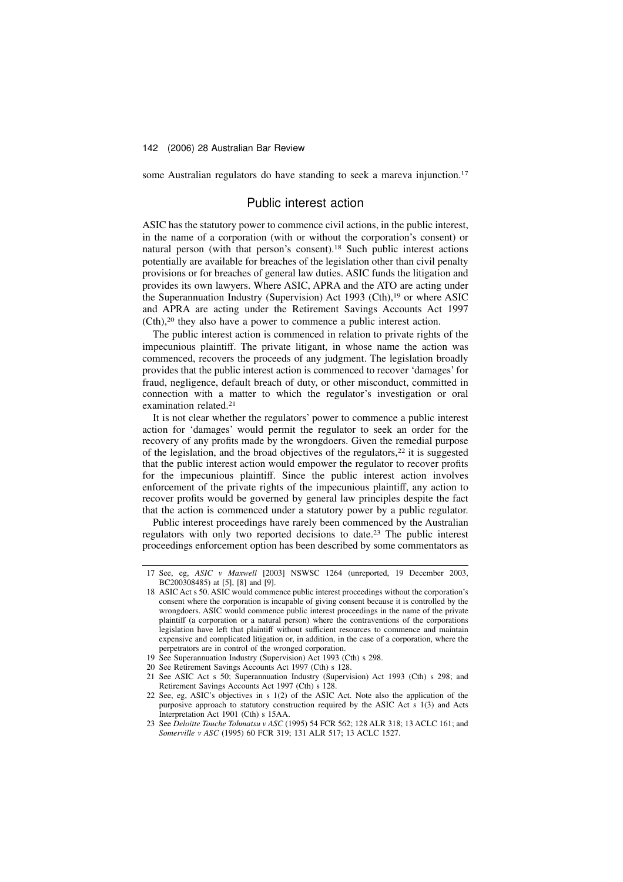some Australian regulators do have standing to seek a mareva injunction.[17]

## Public interest action

ASIC has the statutory power to commence civil actions, in the public interest, in the name of a corporation (with or without the corporation's consent) or natural person (with that person's consent).[18] Such public interest actions potentially are available for breaches of the legislation other than civil penalty provisions or for breaches of general law duties. ASIC funds the litigation and provides its own lawyers. Where ASIC, APRA and the ATO are acting under the Superannuation Industry (Supervision) Act 1993 (Cth),[19] or where ASIC and APRA are acting under the Retirement Savings Accounts Act 1997 (Cth),[20] they also have a power to commence a public interest action.

The public interest action is commenced in relation to private rights of the impecunious plaintiff. The private litigant, in whose name the action was commenced, recovers the proceeds of any judgment. The legislation broadly provides that the public interest action is commenced to recover 'damages' for fraud, negligence, default breach of duty, or other misconduct, committed in connection with a matter to which the regulator's investigation or oral examination related.[21]

It is not clear whether the regulators' power to commence a public interest action for 'damages' would permit the regulator to seek an order for the recovery of any profits made by the wrongdoers. Given the remedial purpose of the legislation, and the broad objectives of the regulators,[22] it is suggested that the public interest action would empower the regulator to recover profits for the impecunious plaintiff. Since the public interest action involves enforcement of the private rights of the impecunious plaintiff, any action to recover profits would be governed by general law principles despite the fact that the action is commenced under a statutory power by a public regulator.

Public interest proceedings have rarely been commenced by the Australian regulators with only two reported decisions to date.[23] The public interest proceedings enforcement option has been described by some commentators as

---

17 See, eg, *ASIC v Maxwell* [2003] NSWSC 1264 (unreported, 19 December 2003, BC200308485) at [5], [8] and [9].

18 ASIC Act s 50. ASIC would commence public interest proceedings without the corporation's consent where the corporation is incapable of giving consent because it is controlled by the wrongdoers. ASIC would commence public interest proceedings in the name of the private plaintiff (a corporation or a natural person) where the contraventions of the corporations legislation have left that plaintiff without sufficient resources to commence and maintain expensive and complicated litigation or, in addition, in the case of a corporation, where the perpetrators are in control of the wronged corporation.

19 See Superannuation Industry (Supervision) Act 1993 (Cth) s 298.

20 See Retirement Savings Accounts Act 1997 (Cth) s 128.

21 See ASIC Act s 50; Superannuation Industry (Supervision) Act 1993 (Cth) s 298; and Retirement Savings Accounts Act 1997 (Cth) s 128.

22 See, eg, ASIC's objectives in s 1(2) of the ASIC Act. Note also the application of the purposive approach to statutory construction required by the ASIC Act s 1(3) and Acts Interpretation Act 1901 (Cth) s 15AA.

23 See *Deloitte Touche Tohmatsu v ASC* (1995) 54 FCR 562; 128 ALR 318; 13 ACLC 161; and *Somerville v ASC* (1995) 60 FCR 319; 131 ALR 517; 13 ACLC 1527.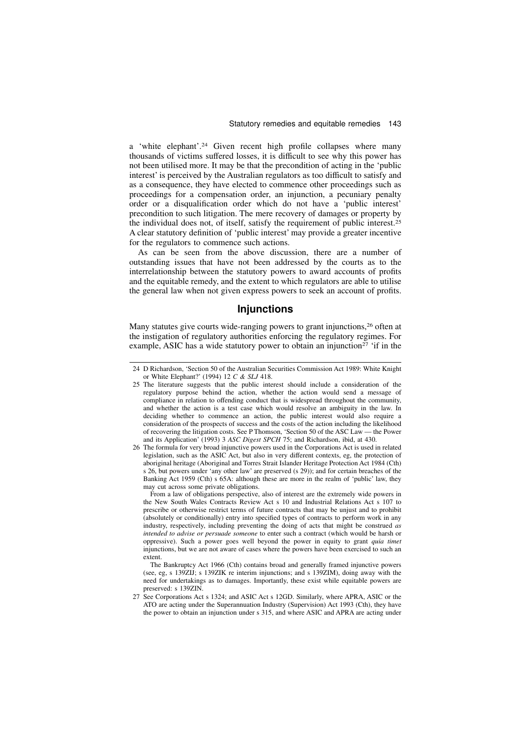a 'white elephant'.[24] Given recent high profile collapses where many thousands of victims suffered losses, it is difficult to see why this power has not been utilised more. It may be that the precondition of acting in the 'public interest' is perceived by the Australian regulators as too difficult to satisfy and as a consequence, they have elected to commence other proceedings such as proceedings for a compensation order, an injunction, a pecuniary penalty order or a disqualification order which do not have a 'public interest' precondition to such litigation. The mere recovery of damages or property by the individual does not, of itself, satisfy the requirement of public interest.[25] A clear statutory definition of 'public interest' may provide a greater incentive for the regulators to commence such actions.

As can be seen from the above discussion, there are a number of outstanding issues that have not been addressed by the courts as to the interrelationship between the statutory powers to award accounts of profits and the equitable remedy, and the extent to which regulators are able to utilise the general law when not given express powers to seek an account of profits.

## Injunctions

Many statutes give courts wide-ranging powers to grant injunctions,[26] often at the instigation of regulatory authorities enforcing the regulatory regimes. For example, ASIC has a wide statutory power to obtain an injunction[27] 'if in the

---

24 D Richardson, 'Section 50 of the Australian Securities Commission Act 1989: White Knight or White Elephant?' (1994) 12 *C & SLJ* 418.

25 The literature suggests that the public interest should include a consideration of the regulatory purpose behind the action, whether the action would send a message of compliance in relation to offending conduct that is widespread throughout the community, and whether the action is a test case which would resolve an ambiguity in the law. In deciding whether to commence an action, the public interest would also require a consideration of the prospects of success and the costs of the action including the likelihood of recovering the litigation costs. See P Thomson, 'Section 50 of the ASC Law — the Power and its Application' (1993) 3 *ASC Digest SPCH* 75; and Richardson, ibid, at 430.

26 The formula for very broad injunctive powers used in the Corporations Act is used in related legislation, such as the ASIC Act, but also in very different contexts, eg, the protection of aboriginal heritage (Aboriginal and Torres Strait Islander Heritage Protection Act 1984 (Cth) s 26, but powers under 'any other law' are preserved (s 29)); and for certain breaches of the Banking Act 1959 (Cth) s 65A: although these are more in the realm of 'public' law, they may cut across some private obligations.

From a law of obligations perspective, also of interest are the extremely wide powers in the New South Wales Contracts Review Act s 10 and Industrial Relations Act s 107 to prescribe or otherwise restrict terms of future contracts that may be unjust and to prohibit (absolutely or conditionally) entry into specified types of contracts to perform work in any industry, respectively, including preventing the doing of acts that might be construed *as intended to advise or persuade someone* to enter such a contract (which would be harsh or oppressive). Such a power goes well beyond the power in equity to grant *quia timet* injunctions, but we are not aware of cases where the powers have been exercised to such an extent.

The Bankruptcy Act 1966 (Cth) contains broad and generally framed injunctive powers (see, eg, s 139ZIJ; s 139ZIK re interim injunctions; and s 139ZIM), doing away with the need for undertakings as to damages. Importantly, these exist while equitable powers are preserved: s 139ZIN.

27 See Corporations Act s 1324; and ASIC Act s 12GD. Similarly, where APRA, ASIC or the ATO are acting under the Superannuation Industry (Supervision) Act 1993 (Cth), they have the power to obtain an injunction under s 315, and where ASIC and APRA are acting under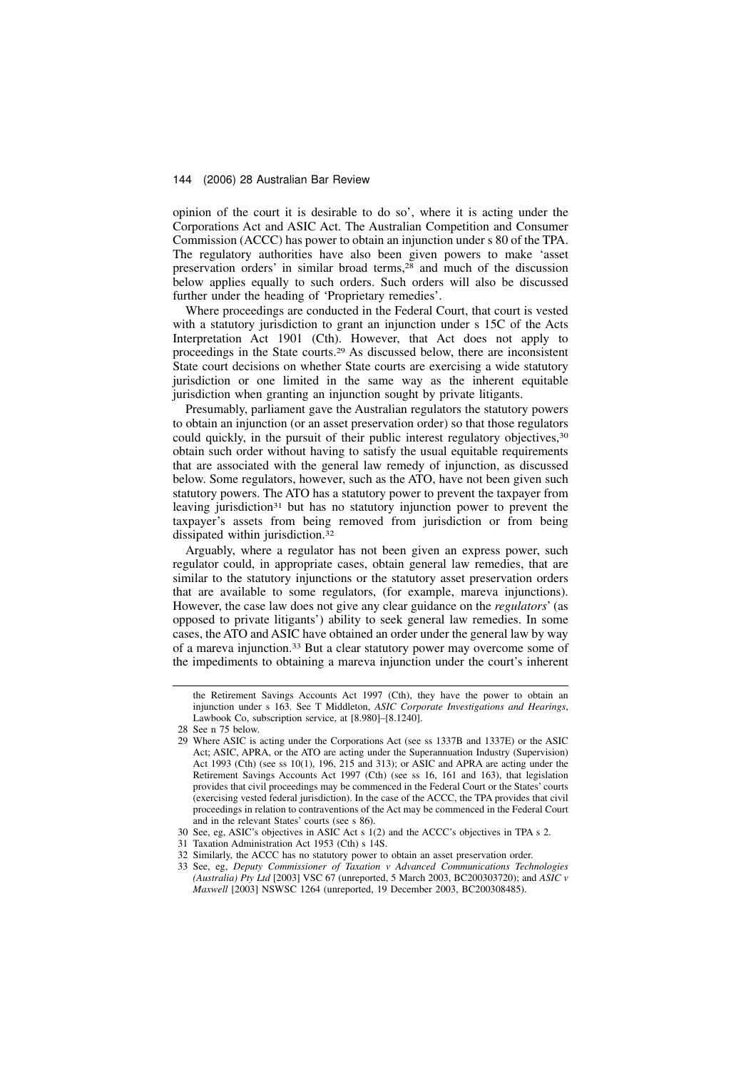opinion of the court it is desirable to do so', where it is acting under the Corporations Act and ASIC Act. The Australian Competition and Consumer Commission (ACCC) has power to obtain an injunction under s 80 of the TPA. The regulatory authorities have also been given powers to make 'asset preservation orders' in similar broad terms,[28] and much of the discussion below applies equally to such orders. Such orders will also be discussed further under the heading of 'Proprietary remedies'.

Where proceedings are conducted in the Federal Court, that court is vested with a statutory jurisdiction to grant an injunction under s 15C of the Acts Interpretation Act 1901 (Cth). However, that Act does not apply to proceedings in the State courts.[29] As discussed below, there are inconsistent State court decisions on whether State courts are exercising a wide statutory jurisdiction or one limited in the same way as the inherent equitable jurisdiction when granting an injunction sought by private litigants.

Presumably, parliament gave the Australian regulators the statutory powers to obtain an injunction (or an asset preservation order) so that those regulators could quickly, in the pursuit of their public interest regulatory objectives,[30] obtain such order without having to satisfy the usual equitable requirements that are associated with the general law remedy of injunction, as discussed below. Some regulators, however, such as the ATO, have not been given such statutory powers. The ATO has a statutory power to prevent the taxpayer from leaving jurisdiction[31] but has no statutory injunction power to prevent the taxpayer's assets from being removed from jurisdiction or from being dissipated within jurisdiction.[32]

Arguably, where a regulator has not been given an express power, such regulator could, in appropriate cases, obtain general law remedies, that are similar to the statutory injunctions or the statutory asset preservation orders that are available to some regulators, (for example, mareva injunctions). However, the case law does not give any clear guidance on the *regulators*' (as opposed to private litigants') ability to seek general law remedies. In some cases, the ATO and ASIC have obtained an order under the general law by way of a mareva injunction.[33] But a clear statutory power may overcome some of the impediments to obtaining a mareva injunction under the court's inherent

---

the Retirement Savings Accounts Act 1997 (Cth), they have the power to obtain an injunction under s 163. See T Middleton, *ASIC Corporate Investigations and Hearings*, Lawbook Co, subscription service, at [8.980]–[8.1240].

28 See n 75 below.

29 Where ASIC is acting under the Corporations Act (see ss 1337B and 1337E) or the ASIC Act; ASIC, APRA, or the ATO are acting under the Superannuation Industry (Supervision) Act 1993 (Cth) (see ss 10(1), 196, 215 and 313); or ASIC and APRA are acting under the Retirement Savings Accounts Act 1997 (Cth) (see ss 16, 161 and 163), that legislation provides that civil proceedings may be commenced in the Federal Court or the States' courts (exercising vested federal jurisdiction). In the case of the ACCC, the TPA provides that civil proceedings in relation to contraventions of the Act may be commenced in the Federal Court and in the relevant States' courts (see s 86).

30 See, eg, ASIC's objectives in ASIC Act s 1(2) and the ACCC's objectives in TPA s 2.

31 Taxation Administration Act 1953 (Cth) s 14S.

32 Similarly, the ACCC has no statutory power to obtain an asset preservation order.

33 See, eg, *Deputy Commissioner of Taxation v Advanced Communications Technologies (Australia) Pty Ltd* [2003] VSC 67 (unreported, 5 March 2003, BC200303720); and *ASIC v Maxwell* [2003] NSWSC 1264 (unreported, 19 December 2003, BC200308485).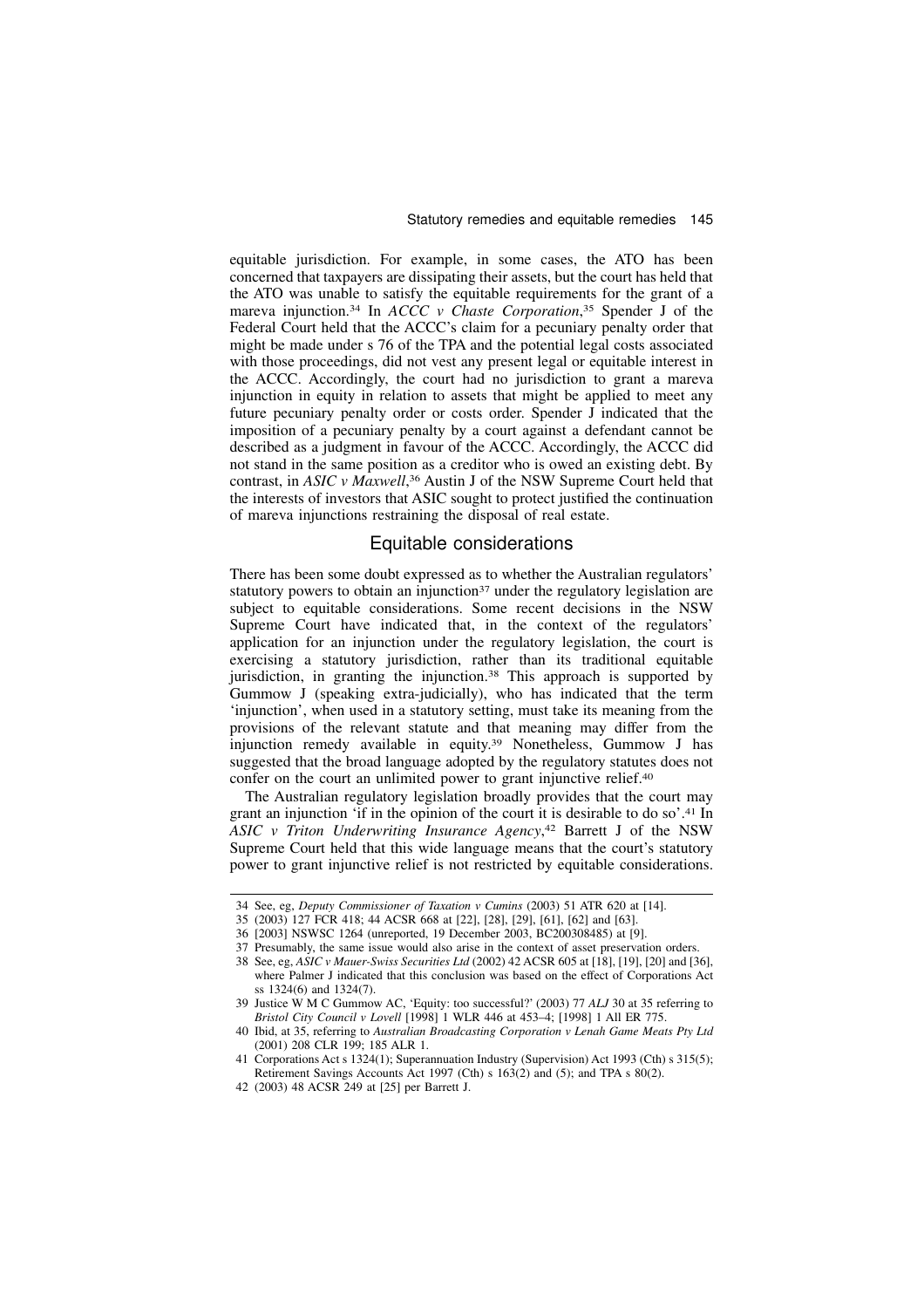equitable jurisdiction. For example, in some cases, the ATO has been concerned that taxpayers are dissipating their assets, but the court has held that the ATO was unable to satisfy the equitable requirements for the grant of a mareva injunction.[34] In *ACCC v Chaste Corporation*,[35] Spender J of the Federal Court held that the ACCC's claim for a pecuniary penalty order that might be made under s 76 of the TPA and the potential legal costs associated with those proceedings, did not vest any present legal or equitable interest in the ACCC. Accordingly, the court had no jurisdiction to grant a mareva injunction in equity in relation to assets that might be applied to meet any future pecuniary penalty order or costs order. Spender J indicated that the imposition of a pecuniary penalty by a court against a defendant cannot be described as a judgment in favour of the ACCC. Accordingly, the ACCC did not stand in the same position as a creditor who is owed an existing debt. By contrast, in *ASIC v Maxwell*,[36] Austin J of the NSW Supreme Court held that the interests of investors that ASIC sought to protect justified the continuation of mareva injunctions restraining the disposal of real estate.

## Equitable considerations

There has been some doubt expressed as to whether the Australian regulators' statutory powers to obtain an injunction[37] under the regulatory legislation are subject to equitable considerations. Some recent decisions in the NSW Supreme Court have indicated that, in the context of the regulators' application for an injunction under the regulatory legislation, the court is exercising a statutory jurisdiction, rather than its traditional equitable jurisdiction, in granting the injunction.[38] This approach is supported by Gummow J (speaking extra-judicially), who has indicated that the term 'injunction', when used in a statutory setting, must take its meaning from the provisions of the relevant statute and that meaning may differ from the injunction remedy available in equity.[39] Nonetheless, Gummow J has suggested that the broad language adopted by the regulatory statutes does not confer on the court an unlimited power to grant injunctive relief.[40]

The Australian regulatory legislation broadly provides that the court may grant an injunction 'if in the opinion of the court it is desirable to do so'.[41] In *ASIC v Triton Underwriting Insurance Agency*,[42] Barrett J of the NSW Supreme Court held that this wide language means that the court's statutory power to grant injunctive relief is not restricted by equitable considerations.

---

34 See, eg, *Deputy Commissioner of Taxation v Cumins* (2003) 51 ATR 620 at [14].

35 (2003) 127 FCR 418; 44 ACSR 668 at [22], [28], [29], [61], [62] and [63].

36 [2003] NSWSC 1264 (unreported, 19 December 2003, BC200308485) at [9].

37 Presumably, the same issue would also arise in the context of asset preservation orders.

38 See, eg, *ASIC v Mauer-Swiss Securities Ltd* (2002) 42 ACSR 605 at [18], [19], [20] and [36], where Palmer J indicated that this conclusion was based on the effect of Corporations Act ss 1324(6) and 1324(7).

39 Justice W M C Gummow AC, 'Equity: too successful?' (2003) 77 *ALJ* 30 at 35 referring to *Bristol City Council v Lovell* [1998] 1 WLR 446 at 453–4; [1998] 1 All ER 775.

40 Ibid, at 35, referring to *Australian Broadcasting Corporation v Lenah Game Meats Pty Ltd* (2001) 208 CLR 199; 185 ALR 1.

41 Corporations Act s 1324(1); Superannuation Industry (Supervision) Act 1993 (Cth) s 315(5); Retirement Savings Accounts Act 1997 (Cth) s 163(2) and (5); and TPA s 80(2).

42 (2003) 48 ACSR 249 at [25] per Barrett J.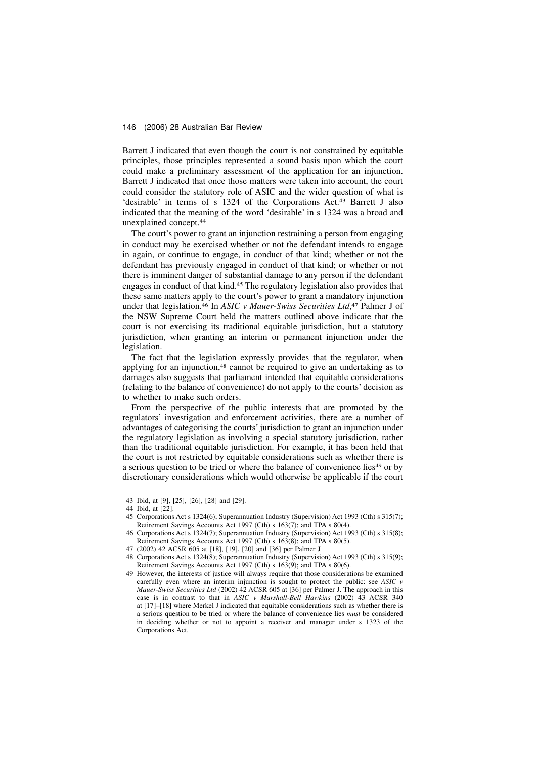Barrett J indicated that even though the court is not constrained by equitable principles, those principles represented a sound basis upon which the court could make a preliminary assessment of the application for an injunction. Barrett J indicated that once those matters were taken into account, the court could consider the statutory role of ASIC and the wider question of what is 'desirable' in terms of s 1324 of the Corporations Act.[43] Barrett J also indicated that the meaning of the word 'desirable' in s 1324 was a broad and unexplained concept.[44]

The court's power to grant an injunction restraining a person from engaging in conduct may be exercised whether or not the defendant intends to engage in again, or continue to engage, in conduct of that kind; whether or not the defendant has previously engaged in conduct of that kind; or whether or not there is imminent danger of substantial damage to any person if the defendant engages in conduct of that kind.[45] The regulatory legislation also provides that these same matters apply to the court's power to grant a mandatory injunction under that legislation.[46] In *ASIC v Mauer-Swiss Securities Ltd*,[47] Palmer J of the NSW Supreme Court held the matters outlined above indicate that the court is not exercising its traditional equitable jurisdiction, but a statutory jurisdiction, when granting an interim or permanent injunction under the legislation.

The fact that the legislation expressly provides that the regulator, when applying for an injunction,[48] cannot be required to give an undertaking as to damages also suggests that parliament intended that equitable considerations (relating to the balance of convenience) do not apply to the courts' decision as to whether to make such orders.

From the perspective of the public interests that are promoted by the regulators' investigation and enforcement activities, there are a number of advantages of categorising the courts' jurisdiction to grant an injunction under the regulatory legislation as involving a special statutory jurisdiction, rather than the traditional equitable jurisdiction. For example, it has been held that the court is not restricted by equitable considerations such as whether there is a serious question to be tried or where the balance of convenience lies[49] or by discretionary considerations which would otherwise be applicable if the court

---

43 Ibid, at [9], [25], [26], [28] and [29].

44 Ibid, at [22].

45 Corporations Act s 1324(6); Superannuation Industry (Supervision) Act 1993 (Cth) s 315(7); Retirement Savings Accounts Act 1997 (Cth) s 163(7); and TPA s 80(4).

46 Corporations Act s 1324(7); Superannuation Industry (Supervision) Act 1993 (Cth) s 315(8); Retirement Savings Accounts Act 1997 (Cth) s 163(8); and TPA s 80(5).

47 (2002) 42 ACSR 605 at [18], [19], [20] and [36] per Palmer J

48 Corporations Act s 1324(8); Superannuation Industry (Supervision) Act 1993 (Cth) s 315(9); Retirement Savings Accounts Act 1997 (Cth) s 163(9); and TPA s 80(6).

49 However, the interests of justice will always require that those considerations be examined carefully even where an interim injunction is sought to protect the public: see *ASIC v Mauer-Swiss Securities Ltd* (2002) 42 ACSR 605 at [36] per Palmer J. The approach in this case is in contrast to that in *ASIC v Marshall-Bell Hawkins* (2002) 43 ACSR 340 at [17]–[18] where Merkel J indicated that equitable considerations such as whether there is a serious question to be tried or where the balance of convenience lies *must* be considered in deciding whether or not to appoint a receiver and manager under s 1323 of the Corporations Act.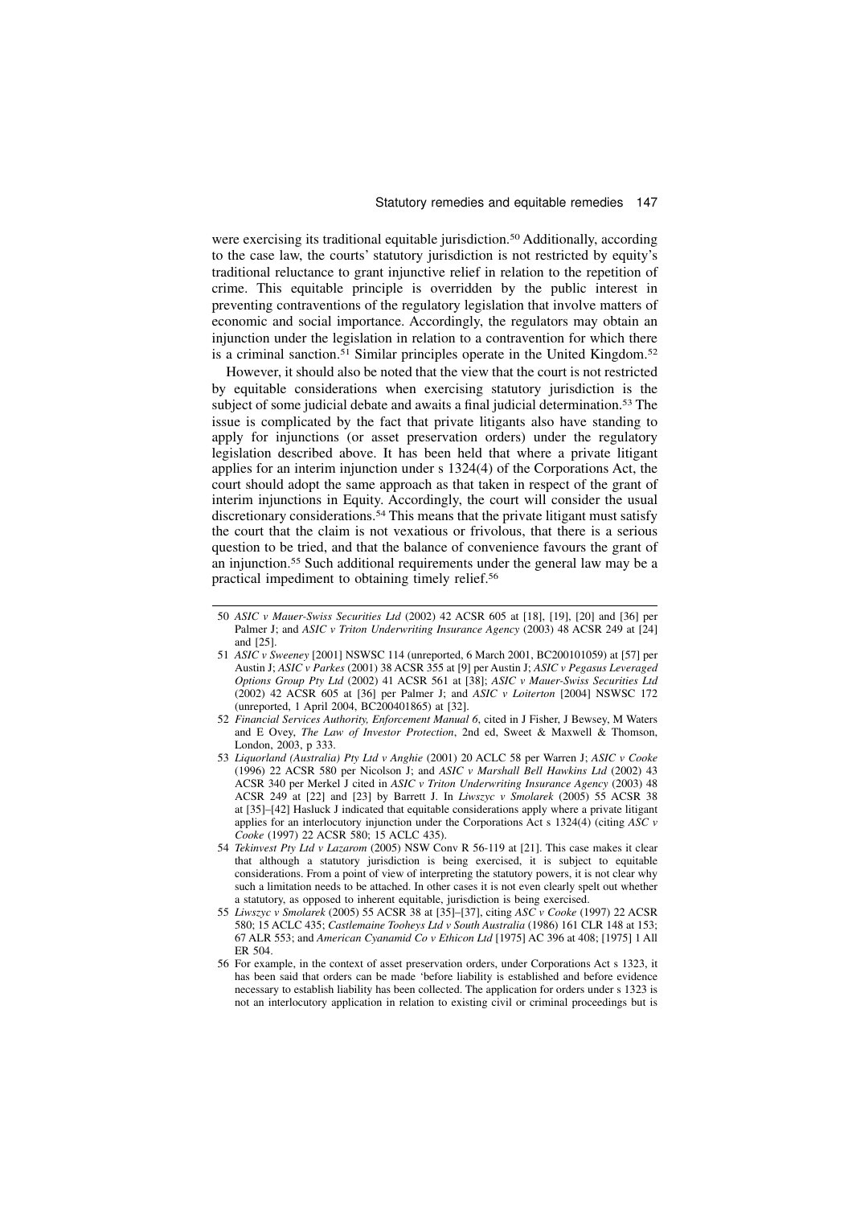were exercising its traditional equitable jurisdiction.[50] Additionally, according to the case law, the courts' statutory jurisdiction is not restricted by equity's traditional reluctance to grant injunctive relief in relation to the repetition of crime. This equitable principle is overridden by the public interest in preventing contraventions of the regulatory legislation that involve matters of economic and social importance. Accordingly, the regulators may obtain an injunction under the legislation in relation to a contravention for which there is a criminal sanction.[51] Similar principles operate in the United Kingdom.[52]

However, it should also be noted that the view that the court is not restricted by equitable considerations when exercising statutory jurisdiction is the subject of some judicial debate and awaits a final judicial determination.[53] The issue is complicated by the fact that private litigants also have standing to apply for injunctions (or asset preservation orders) under the regulatory legislation described above. It has been held that where a private litigant applies for an interim injunction under s 1324(4) of the Corporations Act, the court should adopt the same approach as that taken in respect of the grant of interim injunctions in Equity. Accordingly, the court will consider the usual discretionary considerations.[54] This means that the private litigant must satisfy the court that the claim is not vexatious or frivolous, that there is a serious question to be tried, and that the balance of convenience favours the grant of an injunction.[55] Such additional requirements under the general law may be a practical impediment to obtaining timely relief.[56]

---

50 *ASIC v Mauer-Swiss Securities Ltd* (2002) 42 ACSR 605 at [18], [19], [20] and [36] per Palmer J; and *ASIC v Triton Underwriting Insurance Agency* (2003) 48 ACSR 249 at [24] and [25].

51 *ASIC v Sweeney* [2001] NSWSC 114 (unreported, 6 March 2001, BC200101059) at [57] per Austin J; *ASIC v Parkes* (2001) 38 ACSR 355 at [9] per Austin J; *ASIC v Pegasus Leveraged Options Group Pty Ltd* (2002) 41 ACSR 561 at [38]; *ASIC v Mauer-Swiss Securities Ltd* (2002) 42 ACSR 605 at [36] per Palmer J; and *ASIC v Loiterton* [2004] NSWSC 172 (unreported, 1 April 2004, BC200401865) at [32].

52 *Financial Services Authority, Enforcement Manual 6*, cited in J Fisher, J Bewsey, M Waters and E Ovey, *The Law of Investor Protection*, 2nd ed, Sweet & Maxwell & Thomson, London, 2003, p 333.

53 *Liquorland (Australia) Pty Ltd v Anghie* (2001) 20 ACLC 58 per Warren J; *ASIC v Cooke* (1996) 22 ACSR 580 per Nicolson J; and *ASIC v Marshall Bell Hawkins Ltd* (2002) 43 ACSR 340 per Merkel J cited in *ASIC v Triton Underwriting Insurance Agency* (2003) 48 ACSR 249 at [22] and [23] by Barrett J. In *Liwszyc v Smolarek* (2005) 55 ACSR 38 at [35]–[42] Hasluck J indicated that equitable considerations apply where a private litigant applies for an interlocutory injunction under the Corporations Act s 1324(4) (citing *ASC v Cooke* (1997) 22 ACSR 580; 15 ACLC 435).

54 *Tekinvest Pty Ltd v Lazarom* (2005) NSW Conv R 56-119 at [21]. This case makes it clear that although a statutory jurisdiction is being exercised, it is subject to equitable considerations. From a point of view of interpreting the statutory powers, it is not clear why such a limitation needs to be attached. In other cases it is not even clearly spelt out whether a statutory, as opposed to inherent equitable, jurisdiction is being exercised.

55 *Liwszyc v Smolarek* (2005) 55 ACSR 38 at [35]–[37], citing *ASC v Cooke* (1997) 22 ACSR 580; 15 ACLC 435; *Castlemaine Tooheys Ltd v South Australia* (1986) 161 CLR 148 at 153; 67 ALR 553; and *American Cyanamid Co v Ethicon Ltd* [1975] AC 396 at 408; [1975] 1 All ER 504.

56 For example, in the context of asset preservation orders, under Corporations Act s 1323, it has been said that orders can be made 'before liability is established and before evidence necessary to establish liability has been collected. The application for orders under s 1323 is not an interlocutory application in relation to existing civil or criminal proceedings but is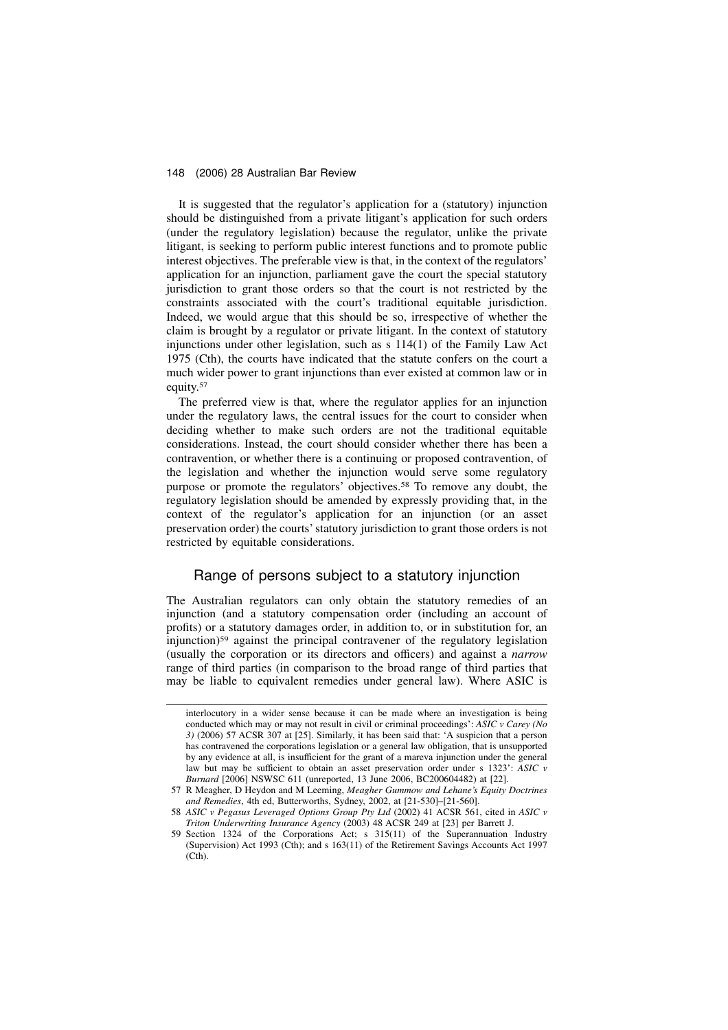It is suggested that the regulator's application for a (statutory) injunction should be distinguished from a private litigant's application for such orders (under the regulatory legislation) because the regulator, unlike the private litigant, is seeking to perform public interest functions and to promote public interest objectives. The preferable view is that, in the context of the regulators' application for an injunction, parliament gave the court the special statutory jurisdiction to grant those orders so that the court is not restricted by the constraints associated with the court's traditional equitable jurisdiction. Indeed, we would argue that this should be so, irrespective of whether the claim is brought by a regulator or private litigant. In the context of statutory injunctions under other legislation, such as s 114(1) of the Family Law Act 1975 (Cth), the courts have indicated that the statute confers on the court a much wider power to grant injunctions than ever existed at common law or in equity.[57]

The preferred view is that, where the regulator applies for an injunction under the regulatory laws, the central issues for the court to consider when deciding whether to make such orders are not the traditional equitable considerations. Instead, the court should consider whether there has been a contravention, or whether there is a continuing or proposed contravention, of the legislation and whether the injunction would serve some regulatory purpose or promote the regulators' objectives.[58] To remove any doubt, the regulatory legislation should be amended by expressly providing that, in the context of the regulator's application for an injunction (or an asset preservation order) the courts' statutory jurisdiction to grant those orders is not restricted by equitable considerations.

## Range of persons subject to a statutory injunction

The Australian regulators can only obtain the statutory remedies of an injunction (and a statutory compensation order (including an account of profits) or a statutory damages order, in addition to, or in substitution for, an injunction)[59] against the principal contravener of the regulatory legislation (usually the corporation or its directors and officers) and against a *narrow* range of third parties (in comparison to the broad range of third parties that may be liable to equivalent remedies under general law). Where ASIC is

---

interlocutory in a wider sense because it can be made where an investigation is being conducted which may or may not result in civil or criminal proceedings': *ASIC v Carey (No 3)* (2006) 57 ACSR 307 at [25]. Similarly, it has been said that: 'A suspicion that a person has contravened the corporations legislation or a general law obligation, that is unsupported by any evidence at all, is insufficient for the grant of a mareva injunction under the general law but may be sufficient to obtain an asset preservation order under s 1323': *ASIC v Burnard* [2006] NSWSC 611 (unreported, 13 June 2006, BC200604482) at [22].

57 R Meagher, D Heydon and M Leeming, *Meagher Gummow and Lehane's Equity Doctrines and Remedies*, 4th ed, Butterworths, Sydney, 2002, at [21-530]–[21-560].

58 *ASIC v Pegasus Leveraged Options Group Pty Ltd* (2002) 41 ACSR 561, cited in *ASIC v Triton Underwriting Insurance Agency* (2003) 48 ACSR 249 at [23] per Barrett J.

59 Section 1324 of the Corporations Act; s 315(11) of the Superannuation Industry (Supervision) Act 1993 (Cth); and s 163(11) of the Retirement Savings Accounts Act 1997 (Cth).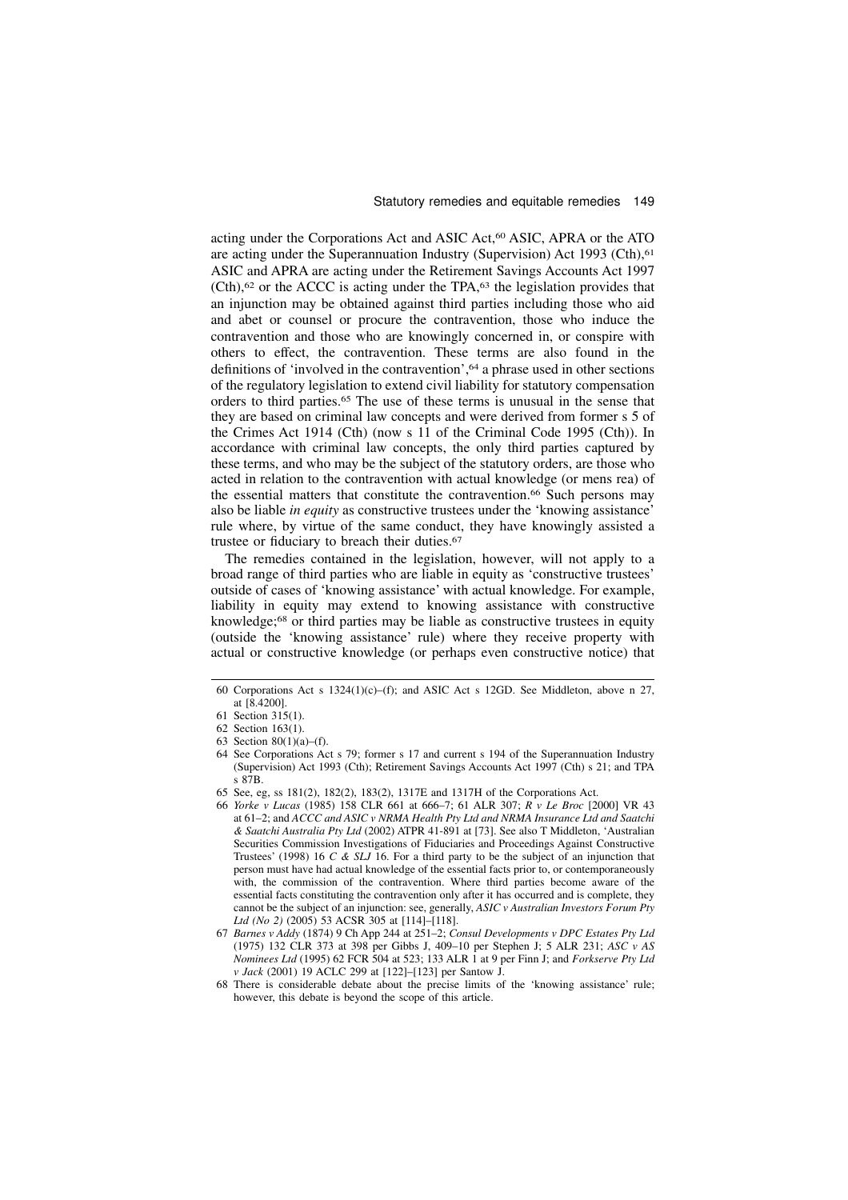acting under the Corporations Act and ASIC Act,[60] ASIC, APRA or the ATO are acting under the Superannuation Industry (Supervision) Act 1993 (Cth),[61] ASIC and APRA are acting under the Retirement Savings Accounts Act 1997 (Cth),[62] or the ACCC is acting under the TPA,[63] the legislation provides that an injunction may be obtained against third parties including those who aid and abet or counsel or procure the contravention, those who induce the contravention and those who are knowingly concerned in, or conspire with others to effect, the contravention. These terms are also found in the definitions of 'involved in the contravention',[64] a phrase used in other sections of the regulatory legislation to extend civil liability for statutory compensation orders to third parties.[65] The use of these terms is unusual in the sense that they are based on criminal law concepts and were derived from former s 5 of the Crimes Act 1914 (Cth) (now s 11 of the Criminal Code 1995 (Cth)). In accordance with criminal law concepts, the only third parties captured by these terms, and who may be the subject of the statutory orders, are those who acted in relation to the contravention with actual knowledge (or mens rea) of the essential matters that constitute the contravention.[66] Such persons may also be liable *in equity* as constructive trustees under the 'knowing assistance' rule where, by virtue of the same conduct, they have knowingly assisted a trustee or fiduciary to breach their duties.[67]

The remedies contained in the legislation, however, will not apply to a broad range of third parties who are liable in equity as 'constructive trustees' outside of cases of 'knowing assistance' with actual knowledge. For example, liability in equity may extend to knowing assistance with constructive knowledge;[68] or third parties may be liable as constructive trustees in equity (outside the 'knowing assistance' rule) where they receive property with actual or constructive knowledge (or perhaps even constructive notice) that

---

60 Corporations Act s 1324(1)(c)–(f); and ASIC Act s 12GD. See Middleton, above n 27, at [8.4200].

61 Section 315(1).

62 Section 163(1).

63 Section 80(1)(a)–(f).

64 See Corporations Act s 79; former s 17 and current s 194 of the Superannuation Industry (Supervision) Act 1993 (Cth); Retirement Savings Accounts Act 1997 (Cth) s 21; and TPA s 87B.

65 See, eg, ss 181(2), 182(2), 183(2), 1317E and 1317H of the Corporations Act.

66 *Yorke v Lucas* (1985) 158 CLR 661 at 666–7; 61 ALR 307; *R v Le Broc* [2000] VR 43 at 61–2; and *ACCC and ASIC v NRMA Health Pty Ltd and NRMA Insurance Ltd and Saatchi & Saatchi Australia Pty Ltd* (2002) ATPR 41-891 at [73]. See also T Middleton, 'Australian Securities Commission Investigations of Fiduciaries and Proceedings Against Constructive Trustees' (1998) 16 *C & SLJ* 16. For a third party to be the subject of an injunction that person must have had actual knowledge of the essential facts prior to, or contemporaneously with, the commission of the contravention. Where third parties become aware of the essential facts constituting the contravention only after it has occurred and is complete, they cannot be the subject of an injunction: see, generally, *ASIC v Australian Investors Forum Pty Ltd (No 2)* (2005) 53 ACSR 305 at [114]–[118].

67 *Barnes v Addy* (1874) 9 Ch App 244 at 251–2; *Consul Developments v DPC Estates Pty Ltd* (1975) 132 CLR 373 at 398 per Gibbs J, 409–10 per Stephen J; 5 ALR 231; *ASC v AS Nominees Ltd* (1995) 62 FCR 504 at 523; 133 ALR 1 at 9 per Finn J; and *Forkserve Pty Ltd v Jack* (2001) 19 ACLC 299 at [122]–[123] per Santow J.

68 There is considerable debate about the precise limits of the 'knowing assistance' rule; however, this debate is beyond the scope of this article.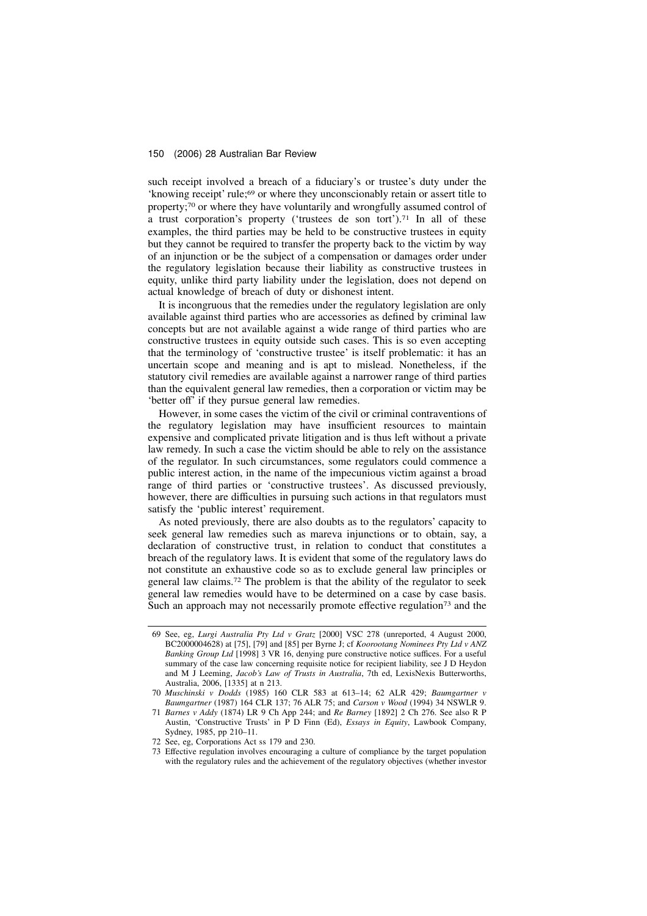such receipt involved a breach of a fiduciary's or trustee's duty under the 'knowing receipt' rule;[69] or where they unconscionably retain or assert title to property;[70] or where they have voluntarily and wrongfully assumed control of a trust corporation's property ('trustees de son tort').[71] In all of these examples, the third parties may be held to be constructive trustees in equity but they cannot be required to transfer the property back to the victim by way of an injunction or be the subject of a compensation or damages order under the regulatory legislation because their liability as constructive trustees in equity, unlike third party liability under the legislation, does not depend on actual knowledge of breach of duty or dishonest intent.

It is incongruous that the remedies under the regulatory legislation are only available against third parties who are accessories as defined by criminal law concepts but are not available against a wide range of third parties who are constructive trustees in equity outside such cases. This is so even accepting that the terminology of 'constructive trustee' is itself problematic: it has an uncertain scope and meaning and is apt to mislead. Nonetheless, if the statutory civil remedies are available against a narrower range of third parties than the equivalent general law remedies, then a corporation or victim may be 'better off' if they pursue general law remedies.

However, in some cases the victim of the civil or criminal contraventions of the regulatory legislation may have insufficient resources to maintain expensive and complicated private litigation and is thus left without a private law remedy. In such a case the victim should be able to rely on the assistance of the regulator. In such circumstances, some regulators could commence a public interest action, in the name of the impecunious victim against a broad range of third parties or 'constructive trustees'. As discussed previously, however, there are difficulties in pursuing such actions in that regulators must satisfy the 'public interest' requirement.

As noted previously, there are also doubts as to the regulators' capacity to seek general law remedies such as mareva injunctions or to obtain, say, a declaration of constructive trust, in relation to conduct that constitutes a breach of the regulatory laws. It is evident that some of the regulatory laws do not constitute an exhaustive code so as to exclude general law principles or general law claims.[72] The problem is that the ability of the regulator to seek general law remedies would have to be determined on a case by case basis. Such an approach may not necessarily promote effective regulation[73] and the

---

69 See, eg, *Lurgi Australia Pty Ltd v Gratz* [2000] VSC 278 (unreported, 4 August 2000, BC2000004628) at [75], [79] and [85] per Byrne J; cf *Koorootang Nominees Pty Ltd v ANZ Banking Group Ltd* [1998] 3 VR 16, denying pure constructive notice suffices. For a useful summary of the case law concerning requisite notice for recipient liability, see J D Heydon and M J Leeming, *Jacob's Law of Trusts in Australia*, 7th ed, LexisNexis Butterworths, Australia, 2006, [1335] at n 213.

70 *Muschinski v Dodds* (1985) 160 CLR 583 at 613–14; 62 ALR 429; *Baumgartner v Baumgartner* (1987) 164 CLR 137; 76 ALR 75; and *Carson v Wood* (1994) 34 NSWLR 9.

71 *Barnes v Addy* (1874) LR 9 Ch App 244; and *Re Barney* [1892] 2 Ch 276. See also R P Austin, 'Constructive Trusts' in P D Finn (Ed), *Essays in Equity*, Lawbook Company, Sydney, 1985, pp 210–11.

72 See, eg, Corporations Act ss 179 and 230.

73 Effective regulation involves encouraging a culture of compliance by the target population with the regulatory rules and the achievement of the regulatory objectives (whether investor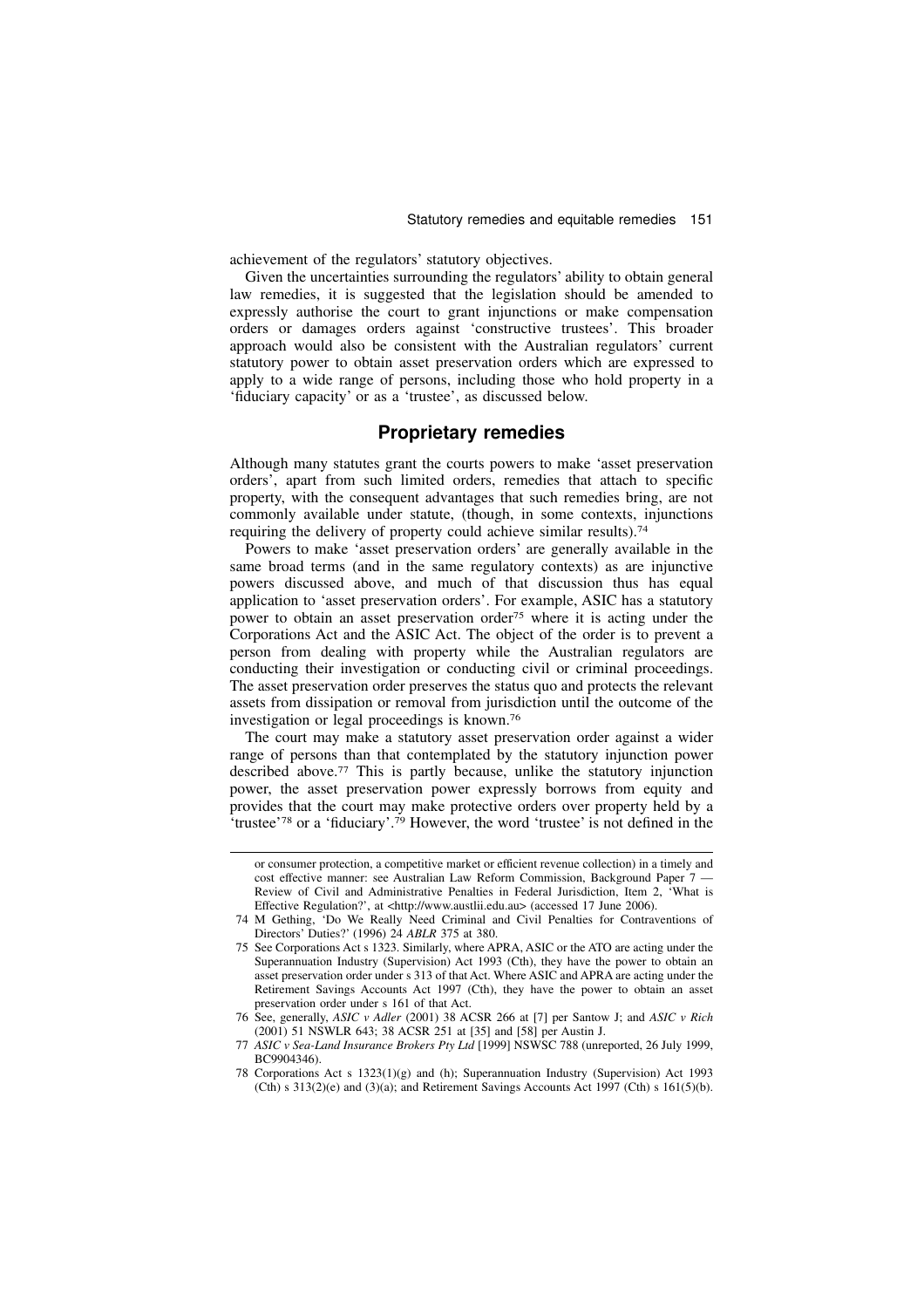achievement of the regulators' statutory objectives.

Given the uncertainties surrounding the regulators' ability to obtain general law remedies, it is suggested that the legislation should be amended to expressly authorise the court to grant injunctions or make compensation orders or damages orders against 'constructive trustees'. This broader approach would also be consistent with the Australian regulators' current statutory power to obtain asset preservation orders which are expressed to apply to a wide range of persons, including those who hold property in a 'fiduciary capacity' or as a 'trustee', as discussed below.

## Proprietary remedies

Although many statutes grant the courts powers to make 'asset preservation orders', apart from such limited orders, remedies that attach to specific property, with the consequent advantages that such remedies bring, are not commonly available under statute, (though, in some contexts, injunctions requiring the delivery of property could achieve similar results).[74]

Powers to make 'asset preservation orders' are generally available in the same broad terms (and in the same regulatory contexts) as are injunctive powers discussed above, and much of that discussion thus has equal application to 'asset preservation orders'. For example, ASIC has a statutory power to obtain an asset preservation order[75] where it is acting under the Corporations Act and the ASIC Act. The object of the order is to prevent a person from dealing with property while the Australian regulators are conducting their investigation or conducting civil or criminal proceedings. The asset preservation order preserves the status quo and protects the relevant assets from dissipation or removal from jurisdiction until the outcome of the investigation or legal proceedings is known.[76]

The court may make a statutory asset preservation order against a wider range of persons than that contemplated by the statutory injunction power described above.[77] This is partly because, unlike the statutory injunction power, the asset preservation power expressly borrows from equity and provides that the court may make protective orders over property held by a 'trustee'[78] or a 'fiduciary'.[79] However, the word 'trustee' is not defined in the

---

or consumer protection, a competitive market or efficient revenue collection) in a timely and cost effective manner: see Australian Law Reform Commission, Background Paper 7 — Review of Civil and Administrative Penalties in Federal Jurisdiction, Item 2, 'What is Effective Regulation?', at <http://www.austlii.edu.au> (accessed 17 June 2006).

74 M Gething, 'Do We Really Need Criminal and Civil Penalties for Contraventions of Directors' Duties?' (1996) 24 *ABLR* 375 at 380.

75 See Corporations Act s 1323. Similarly, where APRA, ASIC or the ATO are acting under the Superannuation Industry (Supervision) Act 1993 (Cth), they have the power to obtain an asset preservation order under s 313 of that Act. Where ASIC and APRA are acting under the Retirement Savings Accounts Act 1997 (Cth), they have the power to obtain an asset preservation order under s 161 of that Act.

76 See, generally, *ASIC v Adler* (2001) 38 ACSR 266 at [7] per Santow J; and *ASIC v Rich* (2001) 51 NSWLR 643; 38 ACSR 251 at [35] and [58] per Austin J.

77 *ASIC v Sea-Land Insurance Brokers Pty Ltd* [1999] NSWSC 788 (unreported, 26 July 1999, BC9904346).

78 Corporations Act s 1323(1)(g) and (h); Superannuation Industry (Supervision) Act 1993 (Cth) s 313(2)(e) and (3)(a); and Retirement Savings Accounts Act 1997 (Cth) s 161(5)(b).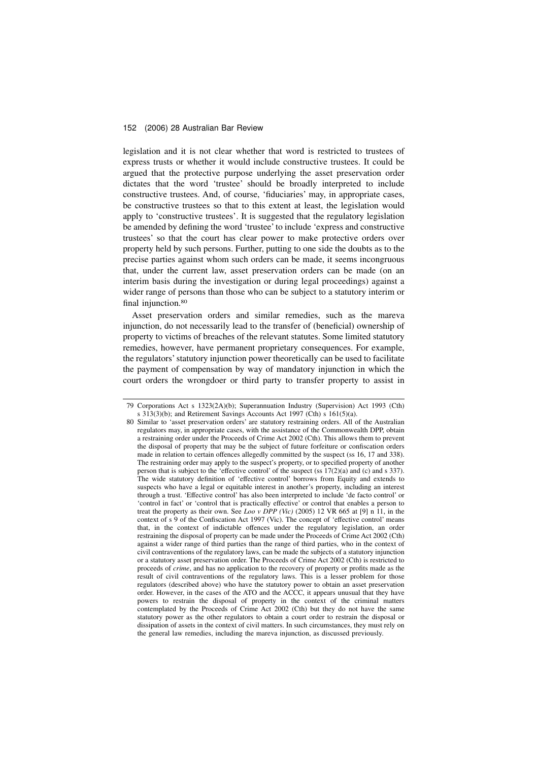legislation and it is not clear whether that word is restricted to trustees of express trusts or whether it would include constructive trustees. It could be argued that the protective purpose underlying the asset preservation order dictates that the word 'trustee' should be broadly interpreted to include constructive trustees. And, of course, 'fiduciaries' may, in appropriate cases, be constructive trustees so that to this extent at least, the legislation would apply to 'constructive trustees'. It is suggested that the regulatory legislation be amended by defining the word 'trustee' to include 'express and constructive trustees' so that the court has clear power to make protective orders over property held by such persons. Further, putting to one side the doubts as to the precise parties against whom such orders can be made, it seems incongruous that, under the current law, asset preservation orders can be made (on an interim basis during the investigation or during legal proceedings) against a wider range of persons than those who can be subject to a statutory interim or final injunction.[80]

Asset preservation orders and similar remedies, such as the mareva injunction, do not necessarily lead to the transfer of (beneficial) ownership of property to victims of breaches of the relevant statutes. Some limited statutory remedies, however, have permanent proprietary consequences. For example, the regulators' statutory injunction power theoretically can be used to facilitate the payment of compensation by way of mandatory injunction in which the court orders the wrongdoer or third party to transfer property to assist in

---

79 Corporations Act s 1323(2A)(b); Superannuation Industry (Supervision) Act 1993 (Cth) s 313(3)(b); and Retirement Savings Accounts Act 1997 (Cth) s 161(5)(a).

80 Similar to 'asset preservation orders' are statutory restraining orders. All of the Australian regulators may, in appropriate cases, with the assistance of the Commonwealth DPP, obtain a restraining order under the Proceeds of Crime Act 2002 (Cth). This allows them to prevent the disposal of property that may be the subject of future forfeiture or confiscation orders made in relation to certain offences allegedly committed by the suspect (ss 16, 17 and 338). The restraining order may apply to the suspect's property, or to specified property of another person that is subject to the 'effective control' of the suspect (ss 17(2)(a) and (c) and s 337). The wide statutory definition of 'effective control' borrows from Equity and extends to suspects who have a legal or equitable interest in another's property, including an interest through a trust. 'Effective control' has also been interpreted to include 'de facto control' or 'control in fact' or 'control that is practically effective' or control that enables a person to treat the property as their own. See *Loo v DPP (Vic)* (2005) 12 VR 665 at [9] n 11, in the context of s 9 of the Confiscation Act 1997 (Vic). The concept of 'effective control' means that, in the context of indictable offences under the regulatory legislation, an order restraining the disposal of property can be made under the Proceeds of Crime Act 2002 (Cth) against a wider range of third parties than the range of third parties, who in the context of civil contraventions of the regulatory laws, can be made the subjects of a statutory injunction or a statutory asset preservation order. The Proceeds of Crime Act 2002 (Cth) is restricted to proceeds of *crime*, and has no application to the recovery of property or profits made as the result of civil contraventions of the regulatory laws. This is a lesser problem for those regulators (described above) who have the statutory power to obtain an asset preservation order. However, in the cases of the ATO and the ACCC, it appears unusual that they have powers to restrain the disposal of property in the context of the criminal matters contemplated by the Proceeds of Crime Act 2002 (Cth) but they do not have the same statutory power as the other regulators to obtain a court order to restrain the disposal or dissipation of assets in the context of civil matters. In such circumstances, they must rely on the general law remedies, including the mareva injunction, as discussed previously.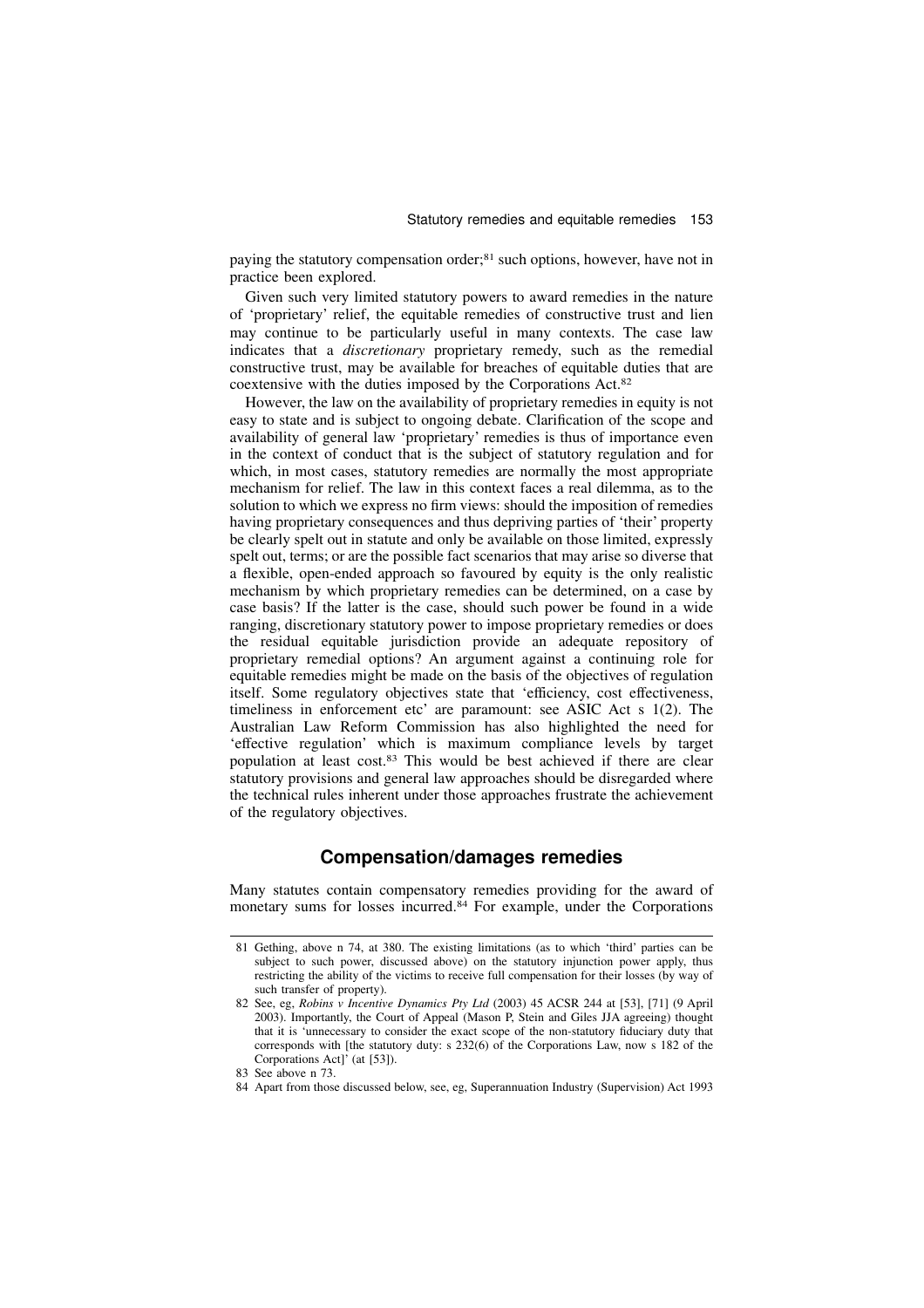paying the statutory compensation order;[81] such options, however, have not in practice been explored.

Given such very limited statutory powers to award remedies in the nature of 'proprietary' relief, the equitable remedies of constructive trust and lien may continue to be particularly useful in many contexts. The case law indicates that a *discretionary* proprietary remedy, such as the remedial constructive trust, may be available for breaches of equitable duties that are coextensive with the duties imposed by the Corporations Act.[82]

However, the law on the availability of proprietary remedies in equity is not easy to state and is subject to ongoing debate. Clarification of the scope and availability of general law 'proprietary' remedies is thus of importance even in the context of conduct that is the subject of statutory regulation and for which, in most cases, statutory remedies are normally the most appropriate mechanism for relief. The law in this context faces a real dilemma, as to the solution to which we express no firm views: should the imposition of remedies having proprietary consequences and thus depriving parties of 'their' property be clearly spelt out in statute and only be available on those limited, expressly spelt out, terms; or are the possible fact scenarios that may arise so diverse that a flexible, open-ended approach so favoured by equity is the only realistic mechanism by which proprietary remedies can be determined, on a case by case basis? If the latter is the case, should such power be found in a wide ranging, discretionary statutory power to impose proprietary remedies or does the residual equitable jurisdiction provide an adequate repository of proprietary remedial options? An argument against a continuing role for equitable remedies might be made on the basis of the objectives of regulation itself. Some regulatory objectives state that 'efficiency, cost effectiveness, timeliness in enforcement etc' are paramount: see ASIC Act s 1(2). The Australian Law Reform Commission has also highlighted the need for 'effective regulation' which is maximum compliance levels by target population at least cost.[83] This would be best achieved if there are clear statutory provisions and general law approaches should be disregarded where the technical rules inherent under those approaches frustrate the achievement of the regulatory objectives.

## Compensation/damages remedies

Many statutes contain compensatory remedies providing for the award of monetary sums for losses incurred.[84] For example, under the Corporations

---

81 Gething, above n 74, at 380. The existing limitations (as to which 'third' parties can be subject to such power, discussed above) on the statutory injunction power apply, thus restricting the ability of the victims to receive full compensation for their losses (by way of such transfer of property).

82 See, eg, *Robins v Incentive Dynamics Pty Ltd* (2003) 45 ACSR 244 at [53], [71] (9 April 2003). Importantly, the Court of Appeal (Mason P, Stein and Giles JJA agreeing) thought that it is 'unnecessary to consider the exact scope of the non-statutory fiduciary duty that corresponds with [the statutory duty: s 232(6) of the Corporations Law, now s 182 of the Corporations Act]' (at [53]).

83 See above n 73.

84 Apart from those discussed below, see, eg, Superannuation Industry (Supervision) Act 1993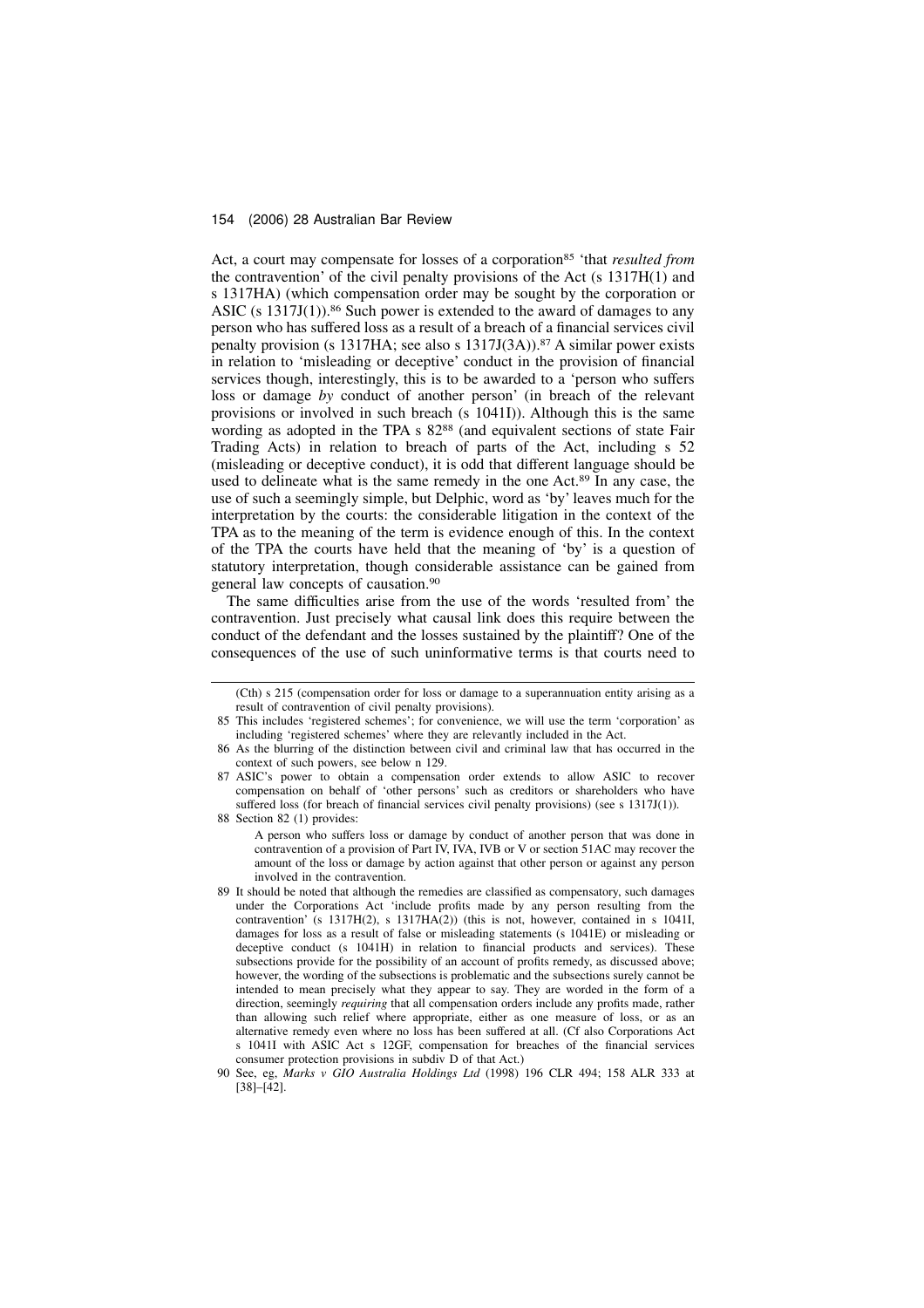Act, a court may compensate for losses of a corporation[85] 'that *resulted from* the contravention' of the civil penalty provisions of the Act (s 1317H(1) and s 1317HA) (which compensation order may be sought by the corporation or ASIC (s 1317J(1)).[86] Such power is extended to the award of damages to any person who has suffered loss as a result of a breach of a financial services civil penalty provision (s 1317HA; see also s 1317J(3A)).[87] A similar power exists in relation to 'misleading or deceptive' conduct in the provision of financial services though, interestingly, this is to be awarded to a 'person who suffers loss or damage *by* conduct of another person' (in breach of the relevant provisions or involved in such breach (s 1041I)). Although this is the same wording as adopted in the TPA s 82[88] (and equivalent sections of state Fair Trading Acts) in relation to breach of parts of the Act, including s 52 (misleading or deceptive conduct), it is odd that different language should be used to delineate what is the same remedy in the one Act.[89] In any case, the use of such a seemingly simple, but Delphic, word as 'by' leaves much for the interpretation by the courts: the considerable litigation in the context of the TPA as to the meaning of the term is evidence enough of this. In the context of the TPA the courts have held that the meaning of 'by' is a question of statutory interpretation, though considerable assistance can be gained from general law concepts of causation.[90]

The same difficulties arise from the use of the words 'resulted from' the contravention. Just precisely what causal link does this require between the conduct of the defendant and the losses sustained by the plaintiff? One of the consequences of the use of such uninformative terms is that courts need to

---

(Cth) s 215 (compensation order for loss or damage to a superannuation entity arising as a result of contravention of civil penalty provisions).

85 This includes 'registered schemes'; for convenience, we will use the term 'corporation' as including 'registered schemes' where they are relevantly included in the Act.

86 As the blurring of the distinction between civil and criminal law that has occurred in the context of such powers, see below n 129.

87 ASIC's power to obtain a compensation order extends to allow ASIC to recover compensation on behalf of 'other persons' such as creditors or shareholders who have suffered loss (for breach of financial services civil penalty provisions) (see s 1317J(1)).

88 Section 82 (1) provides:

> A person who suffers loss or damage by conduct of another person that was done in contravention of a provision of Part IV, IVA, IVB or V or section 51AC may recover the amount of the loss or damage by action against that other person or against any person involved in the contravention.

89 It should be noted that although the remedies are classified as compensatory, such damages under the Corporations Act 'include profits made by any person resulting from the contravention' (s 1317H(2), s 1317HA(2)) (this is not, however, contained in s 1041I, damages for loss as a result of false or misleading statements (s 1041E) or misleading or deceptive conduct (s 1041H) in relation to financial products and services). These subsections provide for the possibility of an account of profits remedy, as discussed above; however, the wording of the subsections is problematic and the subsections surely cannot be intended to mean precisely what they appear to say. They are worded in the form of a direction, seemingly *requiring* that all compensation orders include any profits made, rather than allowing such relief where appropriate, either as one measure of loss, or as an alternative remedy even where no loss has been suffered at all. (Cf also Corporations Act s 1041I with ASIC Act s 12GF, compensation for breaches of the financial services consumer protection provisions in subdiv D of that Act.)

90 See, eg, *Marks v GIO Australia Holdings Ltd* (1998) 196 CLR 494; 158 ALR 333 at [38]–[42].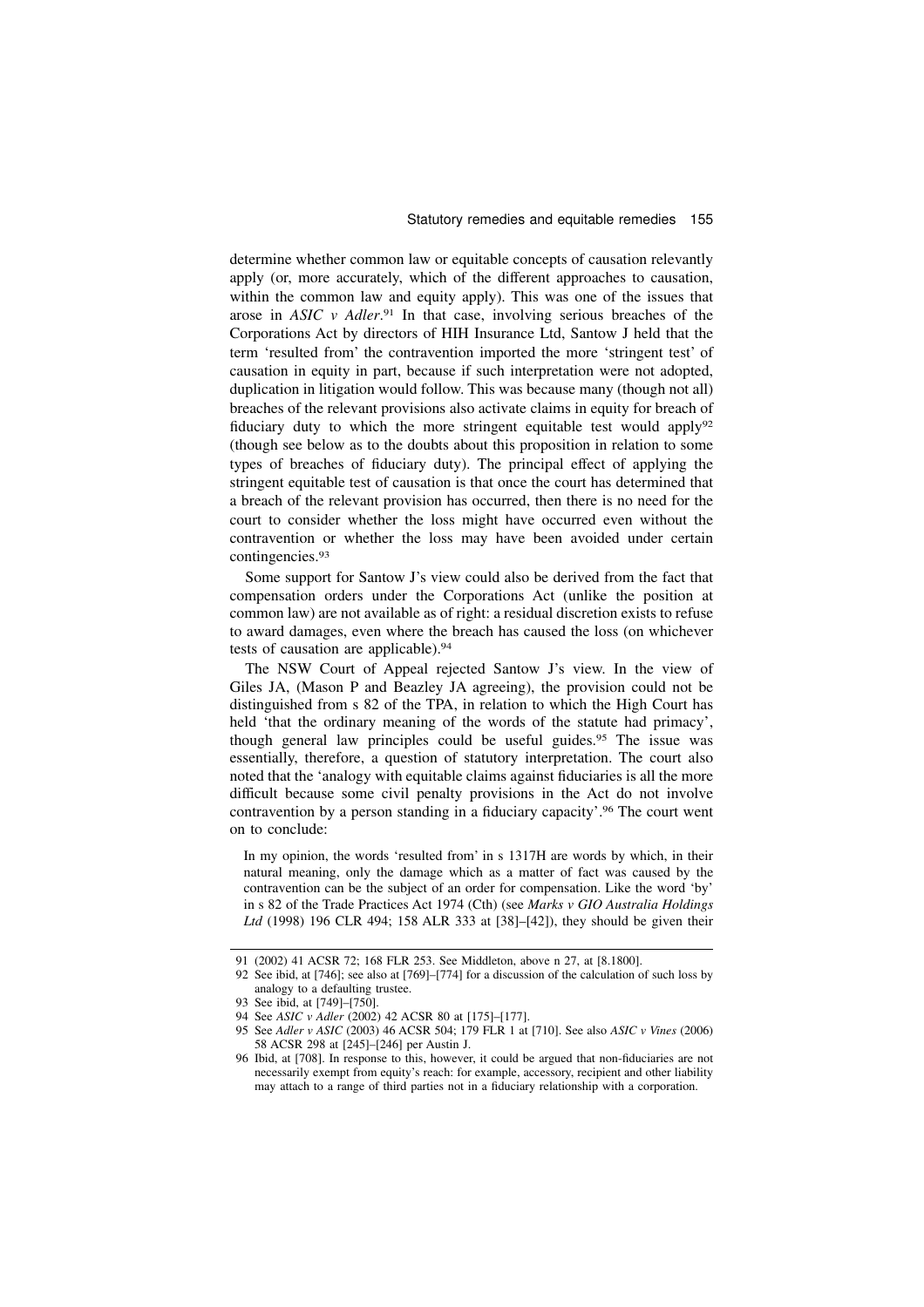determine whether common law or equitable concepts of causation relevantly apply (or, more accurately, which of the different approaches to causation, within the common law and equity apply). This was one of the issues that arose in *ASIC v Adler*.[91] In that case, involving serious breaches of the Corporations Act by directors of HIH Insurance Ltd, Santow J held that the term 'resulted from' the contravention imported the more 'stringent test' of causation in equity in part, because if such interpretation were not adopted, duplication in litigation would follow. This was because many (though not all) breaches of the relevant provisions also activate claims in equity for breach of fiduciary duty to which the more stringent equitable test would apply[92] (though see below as to the doubts about this proposition in relation to some types of breaches of fiduciary duty). The principal effect of applying the stringent equitable test of causation is that once the court has determined that a breach of the relevant provision has occurred, then there is no need for the court to consider whether the loss might have occurred even without the contravention or whether the loss may have been avoided under certain contingencies.[93]

Some support for Santow J's view could also be derived from the fact that compensation orders under the Corporations Act (unlike the position at common law) are not available as of right: a residual discretion exists to refuse to award damages, even where the breach has caused the loss (on whichever tests of causation are applicable).[94]

The NSW Court of Appeal rejected Santow J's view. In the view of Giles JA, (Mason P and Beazley JA agreeing), the provision could not be distinguished from s 82 of the TPA, in relation to which the High Court has held 'that the ordinary meaning of the words of the statute had primacy', though general law principles could be useful guides.[95] The issue was essentially, therefore, a question of statutory interpretation. The court also noted that the 'analogy with equitable claims against fiduciaries is all the more difficult because some civil penalty provisions in the Act do not involve contravention by a person standing in a fiduciary capacity'.[96] The court went on to conclude:

> In my opinion, the words 'resulted from' in s 1317H are words by which, in their natural meaning, only the damage which as a matter of fact was caused by the contravention can be the subject of an order for compensation. Like the word 'by' in s 82 of the Trade Practices Act 1974 (Cth) (see *Marks v GIO Australia Holdings Ltd* (1998) 196 CLR 494; 158 ALR 333 at [38]–[42]), they should be given their

---

91 (2002) 41 ACSR 72; 168 FLR 253. See Middleton, above n 27, at [8.1800].

92 See ibid, at [746]; see also at [769]–[774] for a discussion of the calculation of such loss by analogy to a defaulting trustee.

93 See ibid, at [749]–[750].

94 See *ASIC v Adler* (2002) 42 ACSR 80 at [175]–[177].

95 See *Adler v ASIC* (2003) 46 ACSR 504; 179 FLR 1 at [710]. See also *ASIC v Vines* (2006) 58 ACSR 298 at [245]–[246] per Austin J.

96 Ibid, at [708]. In response to this, however, it could be argued that non-fiduciaries are not necessarily exempt from equity's reach: for example, accessory, recipient and other liability may attach to a range of third parties not in a fiduciary relationship with a corporation.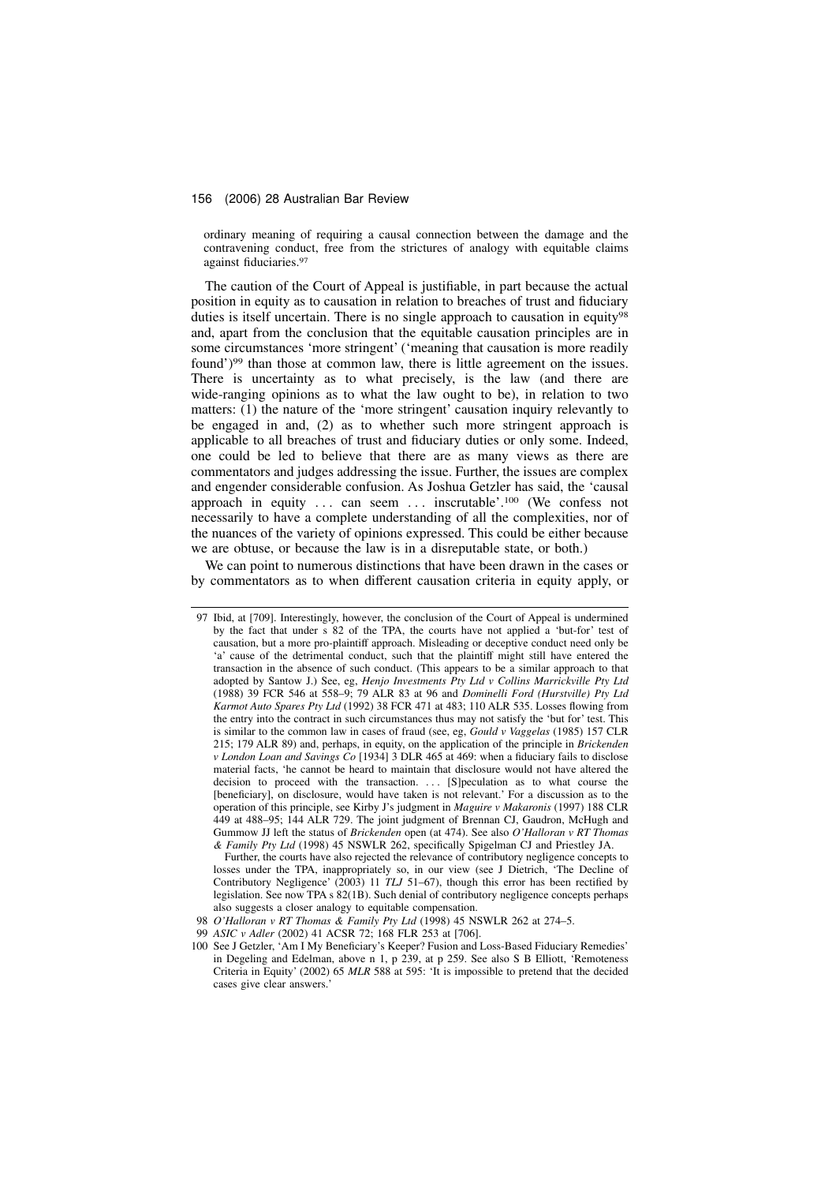ordinary meaning of requiring a causal connection between the damage and the contravening conduct, free from the strictures of analogy with equitable claims against fiduciaries.[97]

The caution of the Court of Appeal is justifiable, in part because the actual position in equity as to causation in relation to breaches of trust and fiduciary duties is itself uncertain. There is no single approach to causation in equity[98] and, apart from the conclusion that the equitable causation principles are in some circumstances 'more stringent' ('meaning that causation is more readily found')[99] than those at common law, there is little agreement on the issues. There is uncertainty as to what precisely, is the law (and there are wide-ranging opinions as to what the law ought to be), in relation to two matters: (1) the nature of the 'more stringent' causation inquiry relevantly to be engaged in and, (2) as to whether such more stringent approach is applicable to all breaches of trust and fiduciary duties or only some. Indeed, one could be led to believe that there are as many views as there are commentators and judges addressing the issue. Further, the issues are complex and engender considerable confusion. As Joshua Getzler has said, the 'causal approach in equity . . . can seem . . . inscrutable'.[100] (We confess not necessarily to have a complete understanding of all the complexities, nor of the nuances of the variety of opinions expressed. This could be either because we are obtuse, or because the law is in a disreputable state, or both.)

We can point to numerous distinctions that have been drawn in the cases or by commentators as to when different causation criteria in equity apply, or

---

97 Ibid, at [709]. Interestingly, however, the conclusion of the Court of Appeal is undermined by the fact that under s 82 of the TPA, the courts have not applied a 'but-for' test of causation, but a more pro-plaintiff approach. Misleading or deceptive conduct need only be 'a' cause of the detrimental conduct, such that the plaintiff might still have entered the transaction in the absence of such conduct. (This appears to be a similar approach to that adopted by Santow J.) See, eg, *Henjo Investments Pty Ltd v Collins Marrickville Pty Ltd* (1988) 39 FCR 546 at 558–9; 79 ALR 83 at 96 and *Dominelli Ford (Hurstville) Pty Ltd Karmot Auto Spares Pty Ltd* (1992) 38 FCR 471 at 483; 110 ALR 535. Losses flowing from the entry into the contract in such circumstances thus may not satisfy the 'but for' test. This is similar to the common law in cases of fraud (see, eg, *Gould v Vaggelas* (1985) 157 CLR 215; 179 ALR 89) and, perhaps, in equity, on the application of the principle in *Brickenden v London Loan and Savings Co* [1934] 3 DLR 465 at 469: when a fiduciary fails to disclose material facts, 'he cannot be heard to maintain that disclosure would not have altered the decision to proceed with the transaction. . . . [S]peculation as to what course the [beneficiary], on disclosure, would have taken is not relevant.' For a discussion as to the operation of this principle, see Kirby J's judgment in *Maguire v Makaronis* (1997) 188 CLR 449 at 488–95; 144 ALR 729. The joint judgment of Brennan CJ, Gaudron, McHugh and Gummow JJ left the status of *Brickenden* open (at 474). See also *O'Halloran v RT Thomas & Family Pty Ltd* (1998) 45 NSWLR 262, specifically Spigelman CJ and Priestley JA.

Further, the courts have also rejected the relevance of contributory negligence concepts to losses under the TPA, inappropriately so, in our view (see J Dietrich, 'The Decline of Contributory Negligence' (2003) 11 *TLJ* 51–67), though this error has been rectified by legislation. See now TPA s 82(1B). Such denial of contributory negligence concepts perhaps also suggests a closer analogy to equitable compensation.

98 *O'Halloran v RT Thomas & Family Pty Ltd* (1998) 45 NSWLR 262 at 274–5.

99 *ASIC v Adler* (2002) 41 ACSR 72; 168 FLR 253 at [706].

100 See J Getzler, 'Am I My Beneficiary's Keeper? Fusion and Loss-Based Fiduciary Remedies' in Degeling and Edelman, above n 1, p 239, at p 259. See also S B Elliott, 'Remoteness Criteria in Equity' (2002) 65 *MLR* 588 at 595: 'It is impossible to pretend that the decided cases give clear answers.'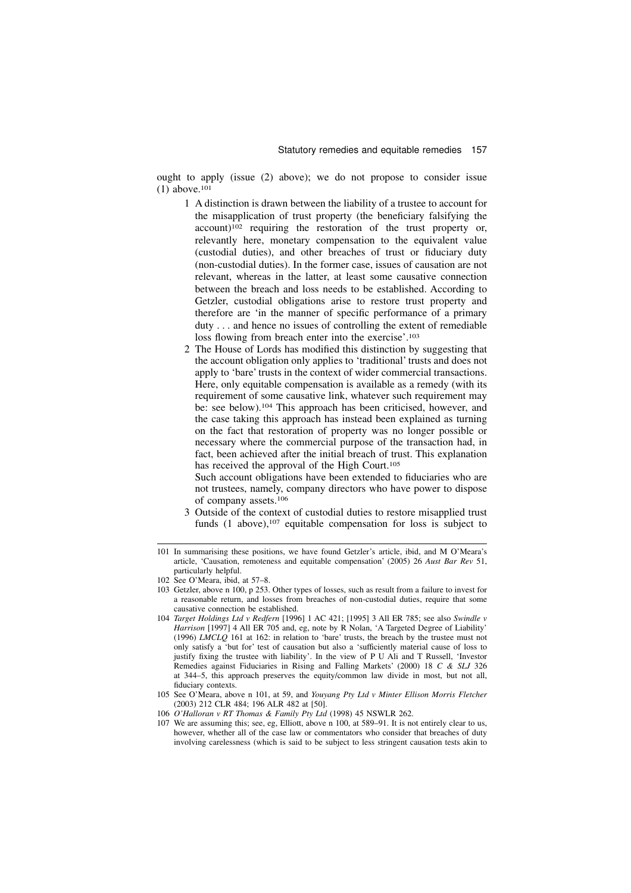ought to apply (issue (2) above); we do not propose to consider issue (1) above.[101]

1. A distinction is drawn between the liability of a trustee to account for the misapplication of trust property (the beneficiary falsifying the account)[102] requiring the restoration of the trust property or, relevantly here, monetary compensation to the equivalent value (custodial duties), and other breaches of trust or fiduciary duty (non-custodial duties). In the former case, issues of causation are not relevant, whereas in the latter, at least some causative connection between the breach and loss needs to be established. According to Getzler, custodial obligations arise to restore trust property and therefore are 'in the manner of specific performance of a primary duty . . . and hence no issues of controlling the extent of remediable loss flowing from breach enter into the exercise'.[103]
2. The House of Lords has modified this distinction by suggesting that the account obligation only applies to 'traditional' trusts and does not apply to 'bare' trusts in the context of wider commercial transactions. Here, only equitable compensation is available as a remedy (with its requirement of some causative link, whatever such requirement may be: see below).[104] This approach has been criticised, however, and the case taking this approach has instead been explained as turning on the fact that restoration of property was no longer possible or necessary where the commercial purpose of the transaction had, in fact, been achieved after the initial breach of trust. This explanation has received the approval of the High Court.[105]

   Such account obligations have been extended to fiduciaries who are not trustees, namely, company directors who have power to dispose of company assets.[106]
3. Outside of the context of custodial duties to restore misapplied trust funds (1 above),[107] equitable compensation for loss is subject to

---

101 In summarising these positions, we have found Getzler's article, ibid, and M O'Meara's article, 'Causation, remoteness and equitable compensation' (2005) 26 *Aust Bar Rev* 51, particularly helpful.

102 See O'Meara, ibid, at 57–8.

103 Getzler, above n 100, p 253. Other types of losses, such as result from a failure to invest for a reasonable return, and losses from breaches of non-custodial duties, require that some causative connection be established.

104 *Target Holdings Ltd v Redfern* [1996] 1 AC 421; [1995] 3 All ER 785; see also *Swindle v Harrison* [1997] 4 All ER 705 and, eg, note by R Nolan, 'A Targeted Degree of Liability' (1996) *LMCLQ* 161 at 162: in relation to 'bare' trusts, the breach by the trustee must not only satisfy a 'but for' test of causation but also a 'sufficiently material cause of loss to justify fixing the trustee with liability'. In the view of P U Ali and T Russell, 'Investor Remedies against Fiduciaries in Rising and Falling Markets' (2000) 18 *C & SLJ* 326 at 344–5, this approach preserves the equity/common law divide in most, but not all, fiduciary contexts.

105 See O'Meara, above n 101, at 59, and *Youyang Pty Ltd v Minter Ellison Morris Fletcher* (2003) 212 CLR 484; 196 ALR 482 at [50].

106 *O'Halloran v RT Thomas & Family Pty Ltd* (1998) 45 NSWLR 262.

107 We are assuming this; see, eg, Elliott, above n 100, at 589–91. It is not entirely clear to us, however, whether all of the case law or commentators who consider that breaches of duty involving carelessness (which is said to be subject to less stringent causation tests akin to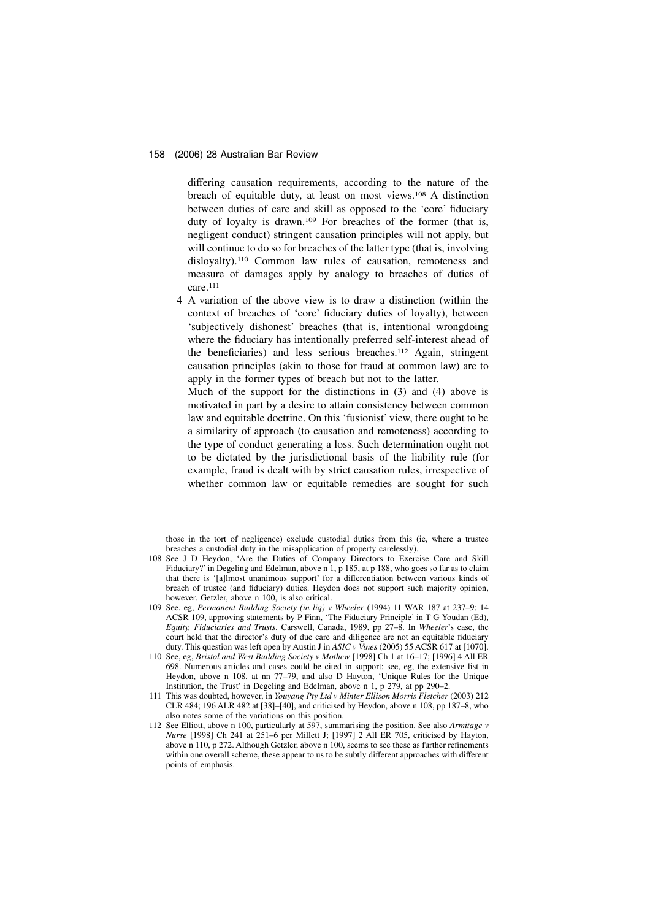differing causation requirements, according to the nature of the breach of equitable duty, at least on most views.[108] A distinction between duties of care and skill as opposed to the 'core' fiduciary duty of loyalty is drawn.[109] For breaches of the former (that is, negligent conduct) stringent causation principles will not apply, but will continue to do so for breaches of the latter type (that is, involving disloyalty).[110] Common law rules of causation, remoteness and measure of damages apply by analogy to breaches of duties of care.[111]

4 A variation of the above view is to draw a distinction (within the context of breaches of 'core' fiduciary duties of loyalty), between 'subjectively dishonest' breaches (that is, intentional wrongdoing where the fiduciary has intentionally preferred self-interest ahead of the beneficiaries) and less serious breaches.[112] Again, stringent causation principles (akin to those for fraud at common law) are to apply in the former types of breach but not to the latter.

Much of the support for the distinctions in (3) and (4) above is motivated in part by a desire to attain consistency between common law and equitable doctrine. On this 'fusionist' view, there ought to be a similarity of approach (to causation and remoteness) according to the type of conduct generating a loss. Such determination ought not to be dictated by the jurisdictional basis of the liability rule (for example, fraud is dealt with by strict causation rules, irrespective of whether common law or equitable remedies are sought for such

---

those in the tort of negligence) exclude custodial duties from this (ie, where a trustee breaches a custodial duty in the misapplication of property carelessly).

108 See J D Heydon, 'Are the Duties of Company Directors to Exercise Care and Skill Fiduciary?' in Degeling and Edelman, above n 1, p 185, at p 188, who goes so far as to claim that there is '[a]lmost unanimous support' for a differentiation between various kinds of breach of trustee (and fiduciary) duties. Heydon does not support such majority opinion, however. Getzler, above n 100, is also critical.

109 See, eg, *Permanent Building Society (in liq) v Wheeler* (1994) 11 WAR 187 at 237–9; 14 ACSR 109, approving statements by P Finn, 'The Fiduciary Principle' in T G Youdan (Ed), *Equity, Fiduciaries and Trusts*, Carswell, Canada, 1989, pp 27–8. In *Wheeler*'s case, the court held that the director's duty of due care and diligence are not an equitable fiduciary duty. This question was left open by Austin J in *ASIC v Vines* (2005) 55 ACSR 617 at [1070].

110 See, eg, *Bristol and West Building Society v Mothew* [1998] Ch 1 at 16–17; [1996] 4 All ER 698. Numerous articles and cases could be cited in support: see, eg, the extensive list in Heydon, above n 108, at nn 77–79, and also D Hayton, 'Unique Rules for the Unique Institution, the Trust' in Degeling and Edelman, above n 1, p 279, at pp 290–2.

111 This was doubted, however, in *Youyang Pty Ltd v Minter Ellison Morris Fletcher* (2003) 212 CLR 484; 196 ALR 482 at [38]–[40], and criticised by Heydon, above n 108, pp 187–8, who also notes some of the variations on this position.

112 See Elliott, above n 100, particularly at 597, summarising the position. See also *Armitage v Nurse* [1998] Ch 241 at 251–6 per Millett J; [1997] 2 All ER 705, criticised by Hayton, above n 110, p 272. Although Getzler, above n 100, seems to see these as further refinements within one overall scheme, these appear to us to be subtly different approaches with different points of emphasis.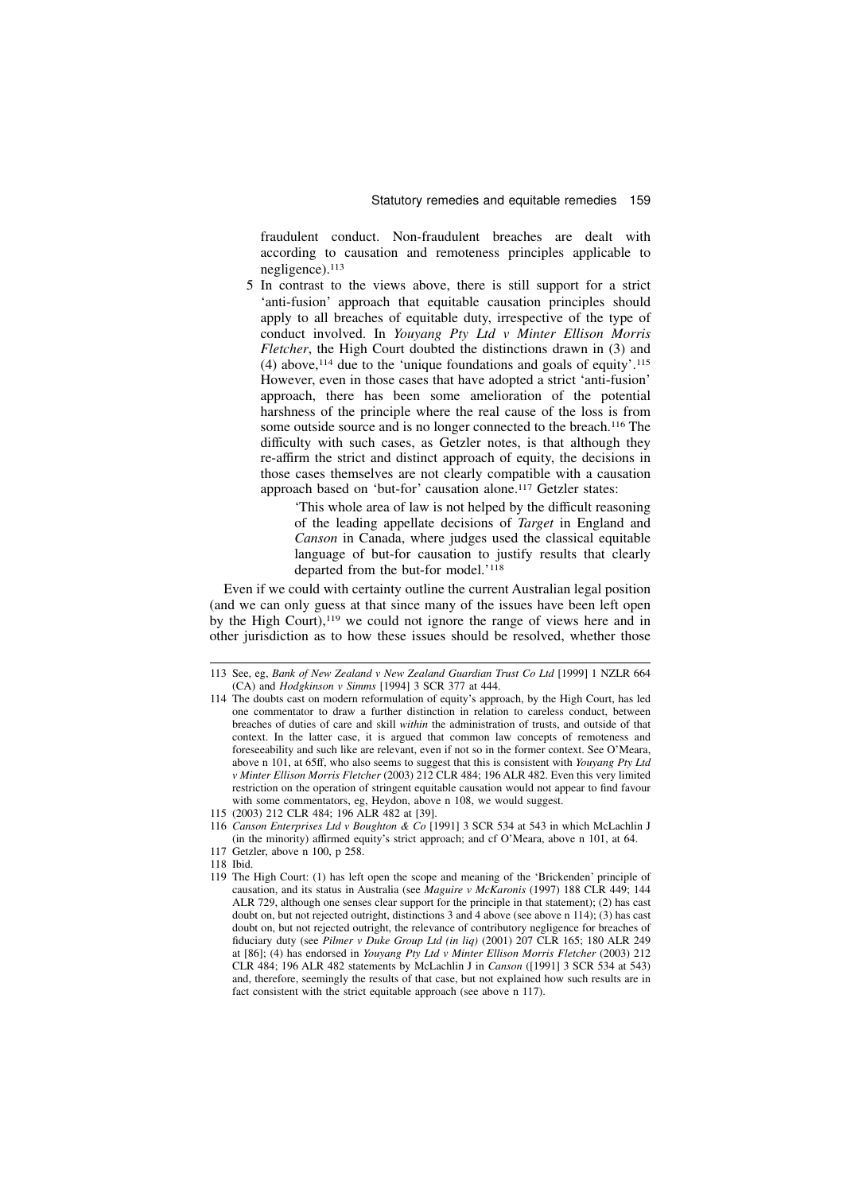fraudulent conduct. Non-fraudulent breaches are dealt with according to causation and remoteness principles applicable to negligence).[113]

5 In contrast to the views above, there is still support for a strict 'anti-fusion' approach that equitable causation principles should apply to all breaches of equitable duty, irrespective of the type of conduct involved. In *Youyang Pty Ltd v Minter Ellison Morris Fletcher*, the High Court doubted the distinctions drawn in (3) and (4) above,[114] due to the 'unique foundations and goals of equity'.[115] However, even in those cases that have adopted a strict 'anti-fusion' approach, there has been some amelioration of the potential harshness of the principle where the real cause of the loss is from some outside source and is no longer connected to the breach.[116] The difficulty with such cases, as Getzler notes, is that although they re-affirm the strict and distinct approach of equity, the decisions in those cases themselves are not clearly compatible with a causation approach based on 'but-for' causation alone.[117] Getzler states:

> 'This whole area of law is not helped by the difficult reasoning of the leading appellate decisions of *Target* in England and *Canson* in Canada, where judges used the classical equitable language of but-for causation to justify results that clearly departed from the but-for model.'[118]

Even if we could with certainty outline the current Australian legal position (and we can only guess at that since many of the issues have been left open by the High Court),[119] we could not ignore the range of views here and in other jurisdiction as to how these issues should be resolved, whether those

---

113 See, eg, *Bank of New Zealand v New Zealand Guardian Trust Co Ltd* [1999] 1 NZLR 664 (CA) and *Hodgkinson v Simms* [1994] 3 SCR 377 at 444.

114 The doubts cast on modern reformulation of equity's approach, by the High Court, has led one commentator to draw a further distinction in relation to careless conduct, between breaches of duties of care and skill *within* the administration of trusts, and outside of that context. In the latter case, it is argued that common law concepts of remoteness and foreseeability and such like are relevant, even if not so in the former context. See O'Meara, above n 101, at 65ff, who also seems to suggest that this is consistent with *Youyang Pty Ltd v Minter Ellison Morris Fletcher* (2003) 212 CLR 484; 196 ALR 482. Even this very limited restriction on the operation of stringent equitable causation would not appear to find favour with some commentators, eg, Heydon, above n 108, we would suggest.

115 (2003) 212 CLR 484; 196 ALR 482 at [39].

116 *Canson Enterprises Ltd v Boughton & Co* [1991] 3 SCR 534 at 543 in which McLachlin J (in the minority) affirmed equity's strict approach; and cf O'Meara, above n 101, at 64.

117 Getzler, above n 100, p 258.

118 Ibid.

119 The High Court: (1) has left open the scope and meaning of the 'Brickenden' principle of causation, and its status in Australia (see *Maguire v McKaronis* (1997) 188 CLR 449; 144 ALR 729, although one senses clear support for the principle in that statement); (2) has cast doubt on, but not rejected outright, distinctions 3 and 4 above (see above n 114); (3) has cast doubt on, but not rejected outright, the relevance of contributory negligence for breaches of fiduciary duty (see *Pilmer v Duke Group Ltd (in liq)* (2001) 207 CLR 165; 180 ALR 249 at [86]; (4) has endorsed in *Youyang Pty Ltd v Minter Ellison Morris Fletcher* (2003) 212 CLR 484; 196 ALR 482 statements by McLachlin J in *Canson* ([1991] 3 SCR 534 at 543) and, therefore, seemingly the results of that case, but not explained how such results are in fact consistent with the strict equitable approach (see above n 117).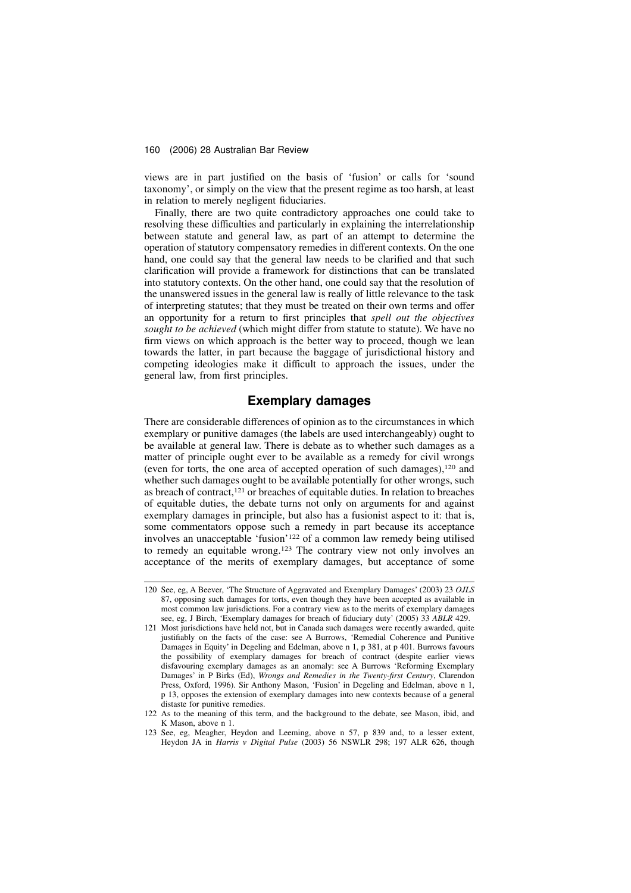views are in part justified on the basis of 'fusion' or calls for 'sound taxonomy', or simply on the view that the present regime as too harsh, at least in relation to merely negligent fiduciaries.

Finally, there are two quite contradictory approaches one could take to resolving these difficulties and particularly in explaining the interrelationship between statute and general law, as part of an attempt to determine the operation of statutory compensatory remedies in different contexts. On the one hand, one could say that the general law needs to be clarified and that such clarification will provide a framework for distinctions that can be translated into statutory contexts. On the other hand, one could say that the resolution of the unanswered issues in the general law is really of little relevance to the task of interpreting statutes; that they must be treated on their own terms and offer an opportunity for a return to first principles that *spell out the objectives sought to be achieved* (which might differ from statute to statute). We have no firm views on which approach is the better way to proceed, though we lean towards the latter, in part because the baggage of jurisdictional history and competing ideologies make it difficult to approach the issues, under the general law, from first principles.

## Exemplary damages

There are considerable differences of opinion as to the circumstances in which exemplary or punitive damages (the labels are used interchangeably) ought to be available at general law. There is debate as to whether such damages as a matter of principle ought ever to be available as a remedy for civil wrongs (even for torts, the one area of accepted operation of such damages),[120] and whether such damages ought to be available potentially for other wrongs, such as breach of contract,[121] or breaches of equitable duties. In relation to breaches of equitable duties, the debate turns not only on arguments for and against exemplary damages in principle, but also has a fusionist aspect to it: that is, some commentators oppose such a remedy in part because its acceptance involves an unacceptable 'fusion'[122] of a common law remedy being utilised to remedy an equitable wrong.[123] The contrary view not only involves an acceptance of the merits of exemplary damages, but acceptance of some

---

120 See, eg, A Beever, 'The Structure of Aggravated and Exemplary Damages' (2003) 23 *OJLS* 87, opposing such damages for torts, even though they have been accepted as available in most common law jurisdictions. For a contrary view as to the merits of exemplary damages see, eg, J Birch, 'Exemplary damages for breach of fiduciary duty' (2005) 33 *ABLR* 429.

121 Most jurisdictions have held not, but in Canada such damages were recently awarded, quite justifiably on the facts of the case: see A Burrows, 'Remedial Coherence and Punitive Damages in Equity' in Degeling and Edelman, above n 1, p 381, at p 401. Burrows favours the possibility of exemplary damages for breach of contract (despite earlier views disfavouring exemplary damages as an anomaly: see A Burrows 'Reforming Exemplary Damages' in P Birks (Ed), *Wrongs and Remedies in the Twenty-first Century*, Clarendon Press, Oxford, 1996). Sir Anthony Mason, 'Fusion' in Degeling and Edelman, above n 1, p 13, opposes the extension of exemplary damages into new contexts because of a general distaste for punitive remedies.

122 As to the meaning of this term, and the background to the debate, see Mason, ibid, and K Mason, above n 1.

123 See, eg, Meagher, Heydon and Leeming, above n 57, p 839 and, to a lesser extent, Heydon JA in *Harris v Digital Pulse* (2003) 56 NSWLR 298; 197 ALR 626, though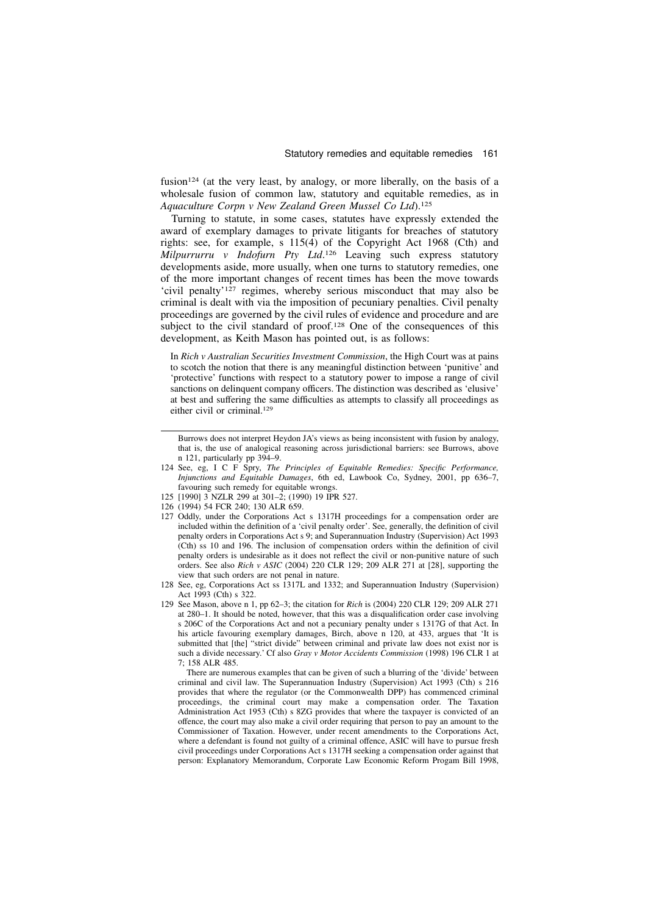fusion[124] (at the very least, by analogy, or more liberally, on the basis of a wholesale fusion of common law, statutory and equitable remedies, as in *Aquaculture Corpn v New Zealand Green Mussel Co Ltd*).[125]

Turning to statute, in some cases, statutes have expressly extended the award of exemplary damages to private litigants for breaches of statutory rights: see, for example, s 115(4) of the Copyright Act 1968 (Cth) and *Milpurrurru v Indofurn Pty Ltd*.[126] Leaving such express statutory developments aside, more usually, when one turns to statutory remedies, one of the more important changes of recent times has been the move towards 'civil penalty'[127] regimes, whereby serious misconduct that may also be criminal is dealt with via the imposition of pecuniary penalties. Civil penalty proceedings are governed by the civil rules of evidence and procedure and are subject to the civil standard of proof.[128] One of the consequences of this development, as Keith Mason has pointed out, is as follows:

> In *Rich v Australian Securities Investment Commission*, the High Court was at pains to scotch the notion that there is any meaningful distinction between 'punitive' and 'protective' functions with respect to a statutory power to impose a range of civil sanctions on delinquent company officers. The distinction was described as 'elusive' at best and suffering the same difficulties as attempts to classify all proceedings as either civil or criminal.[129]

---

Burrows does not interpret Heydon JA's views as being inconsistent with fusion by analogy, that is, the use of analogical reasoning across jurisdictional barriers: see Burrows, above n 121, particularly pp 394–9.

124 See, eg, I C F Spry, *The Principles of Equitable Remedies: Specific Performance, Injunctions and Equitable Damages*, 6th ed, Lawbook Co, Sydney, 2001, pp 636–7, favouring such remedy for equitable wrongs.

125 [1990] 3 NZLR 299 at 301–2; (1990) 19 IPR 527.

126 (1994) 54 FCR 240; 130 ALR 659.

127 Oddly, under the Corporations Act s 1317H proceedings for a compensation order are included within the definition of a 'civil penalty order'. See, generally, the definition of civil penalty orders in Corporations Act s 9; and Superannuation Industry (Supervision) Act 1993 (Cth) ss 10 and 196. The inclusion of compensation orders within the definition of civil penalty orders is undesirable as it does not reflect the civil or non-punitive nature of such orders. See also *Rich v ASIC* (2004) 220 CLR 129; 209 ALR 271 at [28], supporting the view that such orders are not penal in nature.

128 See, eg, Corporations Act ss 1317L and 1332; and Superannuation Industry (Supervision) Act 1993 (Cth) s 322.

129 See Mason, above n 1, pp 62–3; the citation for *Rich* is (2004) 220 CLR 129; 209 ALR 271 at 280–1. It should be noted, however, that this was a disqualification order case involving s 206C of the Corporations Act and not a pecuniary penalty under s 1317G of that Act. In his article favouring exemplary damages, Birch, above n 120, at 433, argues that 'It is submitted that [the] "strict divide" between criminal and private law does not exist nor is such a divide necessary.' Cf also *Gray v Motor Accidents Commission* (1998) 196 CLR 1 at 7; 158 ALR 485.

There are numerous examples that can be given of such a blurring of the 'divide' between criminal and civil law. The Superannuation Industry (Supervision) Act 1993 (Cth) s 216 provides that where the regulator (or the Commonwealth DPP) has commenced criminal proceedings, the criminal court may make a compensation order. The Taxation Administration Act 1953 (Cth) s 8ZG provides that where the taxpayer is convicted of an offence, the court may also make a civil order requiring that person to pay an amount to the Commissioner of Taxation. However, under recent amendments to the Corporations Act, where a defendant is found not guilty of a criminal offence, ASIC will have to pursue fresh civil proceedings under Corporations Act s 1317H seeking a compensation order against that person: Explanatory Memorandum, Corporate Law Economic Reform Progam Bill 1998,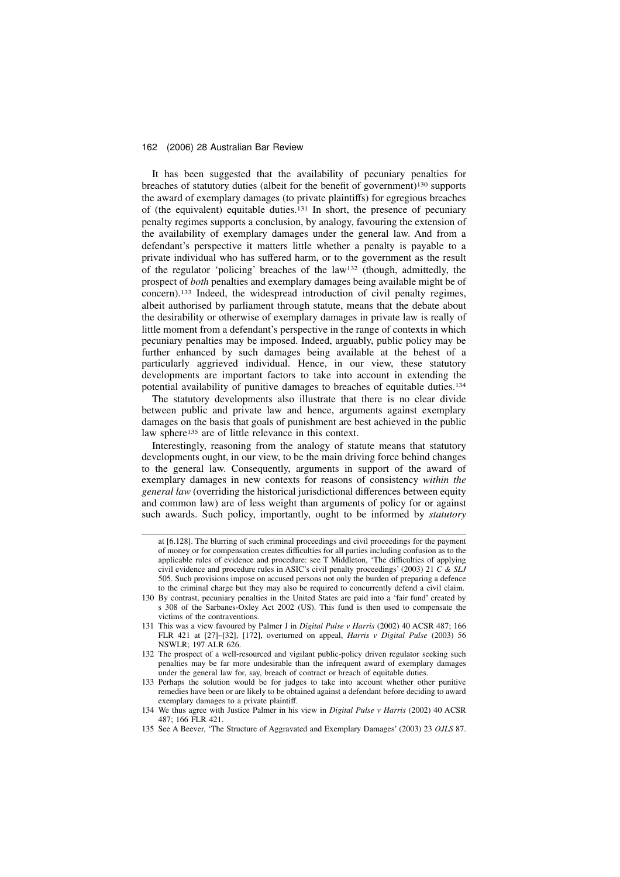It has been suggested that the availability of pecuniary penalties for breaches of statutory duties (albeit for the benefit of government)[130] supports the award of exemplary damages (to private plaintiffs) for egregious breaches of (the equivalent) equitable duties.[131] In short, the presence of pecuniary penalty regimes supports a conclusion, by analogy, favouring the extension of the availability of exemplary damages under the general law. And from a defendant's perspective it matters little whether a penalty is payable to a private individual who has suffered harm, or to the government as the result of the regulator 'policing' breaches of the law[132] (though, admittedly, the prospect of *both* penalties and exemplary damages being available might be of concern).[133] Indeed, the widespread introduction of civil penalty regimes, albeit authorised by parliament through statute, means that the debate about the desirability or otherwise of exemplary damages in private law is really of little moment from a defendant's perspective in the range of contexts in which pecuniary penalties may be imposed. Indeed, arguably, public policy may be further enhanced by such damages being available at the behest of a particularly aggrieved individual. Hence, in our view, these statutory developments are important factors to take into account in extending the potential availability of punitive damages to breaches of equitable duties.[134]

The statutory developments also illustrate that there is no clear divide between public and private law and hence, arguments against exemplary damages on the basis that goals of punishment are best achieved in the public law sphere[135] are of little relevance in this context.

Interestingly, reasoning from the analogy of statute means that statutory developments ought, in our view, to be the main driving force behind changes to the general law. Consequently, arguments in support of the award of exemplary damages in new contexts for reasons of consistency *within the general law* (overriding the historical jurisdictional differences between equity and common law) are of less weight than arguments of policy for or against such awards. Such policy, importantly, ought to be informed by *statutory*

---

at [6.128]. The blurring of such criminal proceedings and civil proceedings for the payment of money or for compensation creates difficulties for all parties including confusion as to the applicable rules of evidence and procedure: see T Middleton, 'The difficulties of applying civil evidence and procedure rules in ASIC's civil penalty proceedings' (2003) 21 *C & SLJ* 505. Such provisions impose on accused persons not only the burden of preparing a defence to the criminal charge but they may also be required to concurrently defend a civil claim.

130 By contrast, pecuniary penalties in the United States are paid into a 'fair fund' created by s 308 of the Sarbanes-Oxley Act 2002 (US). This fund is then used to compensate the victims of the contraventions.

131 This was a view favoured by Palmer J in *Digital Pulse v Harris* (2002) 40 ACSR 487; 166 FLR 421 at [27]–[32], [172], overturned on appeal, *Harris v Digital Pulse* (2003) 56 NSWLR; 197 ALR 626.

132 The prospect of a well-resourced and vigilant public-policy driven regulator seeking such penalties may be far more undesirable than the infrequent award of exemplary damages under the general law for, say, breach of contract or breach of equitable duties.

133 Perhaps the solution would be for judges to take into account whether other punitive remedies have been or are likely to be obtained against a defendant before deciding to award exemplary damages to a private plaintiff.

134 We thus agree with Justice Palmer in his view in *Digital Pulse v Harris* (2002) 40 ACSR 487; 166 FLR 421.

135 See A Beever, 'The Structure of Aggravated and Exemplary Damages' (2003) 23 *OJLS* 87.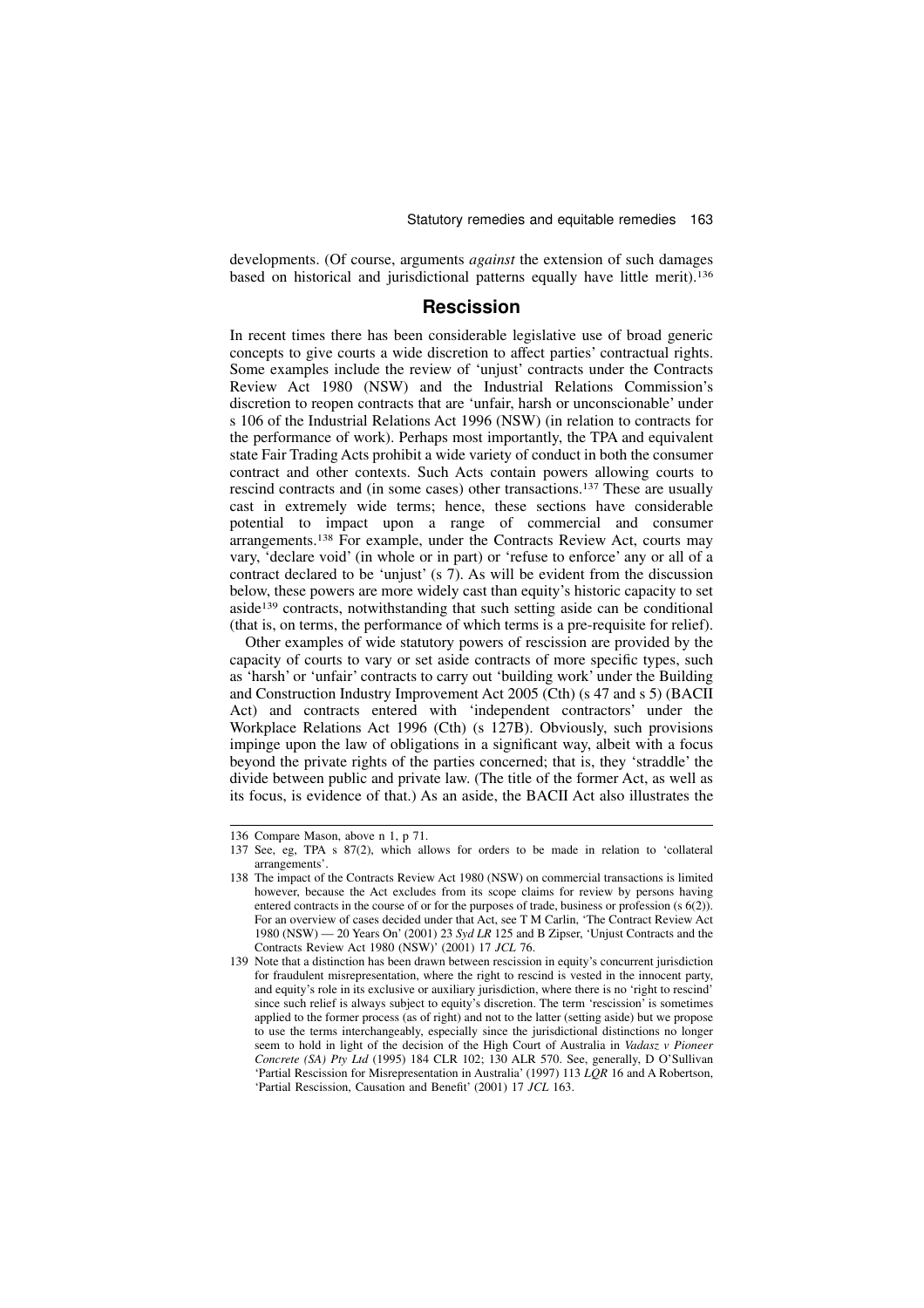developments. (Of course, arguments *against* the extension of such damages based on historical and jurisdictional patterns equally have little merit).[136]

## Rescission

In recent times there has been considerable legislative use of broad generic concepts to give courts a wide discretion to affect parties' contractual rights. Some examples include the review of 'unjust' contracts under the Contracts Review Act 1980 (NSW) and the Industrial Relations Commission's discretion to reopen contracts that are 'unfair, harsh or unconscionable' under s 106 of the Industrial Relations Act 1996 (NSW) (in relation to contracts for the performance of work). Perhaps most importantly, the TPA and equivalent state Fair Trading Acts prohibit a wide variety of conduct in both the consumer contract and other contexts. Such Acts contain powers allowing courts to rescind contracts and (in some cases) other transactions.[137] These are usually cast in extremely wide terms; hence, these sections have considerable potential to impact upon a range of commercial and consumer arrangements.[138] For example, under the Contracts Review Act, courts may vary, 'declare void' (in whole or in part) or 'refuse to enforce' any or all of a contract declared to be 'unjust' (s 7). As will be evident from the discussion below, these powers are more widely cast than equity's historic capacity to set aside[139] contracts, notwithstanding that such setting aside can be conditional (that is, on terms, the performance of which terms is a pre-requisite for relief).

Other examples of wide statutory powers of rescission are provided by the capacity of courts to vary or set aside contracts of more specific types, such as 'harsh' or 'unfair' contracts to carry out 'building work' under the Building and Construction Industry Improvement Act 2005 (Cth) (s 47 and s 5) (BACII Act) and contracts entered with 'independent contractors' under the Workplace Relations Act 1996 (Cth) (s 127B). Obviously, such provisions impinge upon the law of obligations in a significant way, albeit with a focus beyond the private rights of the parties concerned; that is, they 'straddle' the divide between public and private law. (The title of the former Act, as well as its focus, is evidence of that.) As an aside, the BACII Act also illustrates the

---

136 Compare Mason, above n 1, p 71.

137 See, eg, TPA s 87(2), which allows for orders to be made in relation to 'collateral arrangements'.

138 The impact of the Contracts Review Act 1980 (NSW) on commercial transactions is limited however, because the Act excludes from its scope claims for review by persons having entered contracts in the course of or for the purposes of trade, business or profession (s 6(2)). For an overview of cases decided under that Act, see T M Carlin, 'The Contract Review Act 1980 (NSW) — 20 Years On' (2001) 23 *Syd LR* 125 and B Zipser, 'Unjust Contracts and the Contracts Review Act 1980 (NSW)' (2001) 17 *JCL* 76.

139 Note that a distinction has been drawn between rescission in equity's concurrent jurisdiction for fraudulent misrepresentation, where the right to rescind is vested in the innocent party, and equity's role in its exclusive or auxiliary jurisdiction, where there is no 'right to rescind' since such relief is always subject to equity's discretion. The term 'rescission' is sometimes applied to the former process (as of right) and not to the latter (setting aside) but we propose to use the terms interchangeably, especially since the jurisdictional distinctions no longer seem to hold in light of the decision of the High Court of Australia in *Vadasz v Pioneer Concrete (SA) Pty Ltd* (1995) 184 CLR 102; 130 ALR 570. See, generally, D O'Sullivan 'Partial Rescission for Misrepresentation in Australia' (1997) 113 *LQR* 16 and A Robertson, 'Partial Rescission, Causation and Benefit' (2001) 17 *JCL* 163.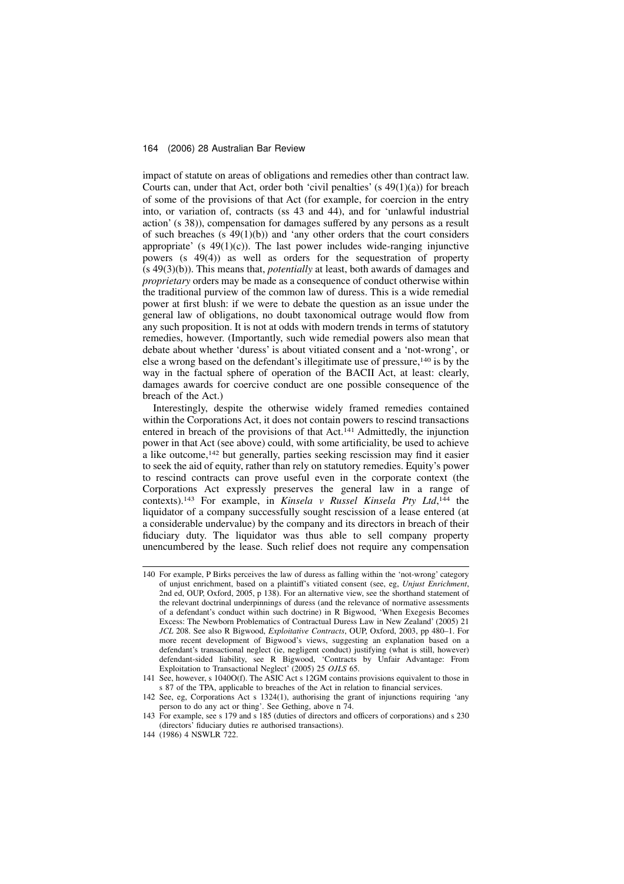impact of statute on areas of obligations and remedies other than contract law. Courts can, under that Act, order both 'civil penalties' (s 49(1)(a)) for breach of some of the provisions of that Act (for example, for coercion in the entry into, or variation of, contracts (ss 43 and 44), and for 'unlawful industrial action' (s 38)), compensation for damages suffered by any persons as a result of such breaches (s 49(1)(b)) and 'any other orders that the court considers appropriate' (s 49(1)(c)). The last power includes wide-ranging injunctive powers (s 49(4)) as well as orders for the sequestration of property (s 49(3)(b)). This means that, *potentially* at least, both awards of damages and *proprietary* orders may be made as a consequence of conduct otherwise within the traditional purview of the common law of duress. This is a wide remedial power at first blush: if we were to debate the question as an issue under the general law of obligations, no doubt taxonomical outrage would flow from any such proposition. It is not at odds with modern trends in terms of statutory remedies, however. (Importantly, such wide remedial powers also mean that debate about whether 'duress' is about vitiated consent and a 'not-wrong', or else a wrong based on the defendant's illegitimate use of pressure,[140] is by the way in the factual sphere of operation of the BACII Act, at least: clearly, damages awards for coercive conduct are one possible consequence of the breach of the Act.)

Interestingly, despite the otherwise widely framed remedies contained within the Corporations Act, it does not contain powers to rescind transactions entered in breach of the provisions of that Act.[141] Admittedly, the injunction power in that Act (see above) could, with some artificiality, be used to achieve a like outcome,[142] but generally, parties seeking rescission may find it easier to seek the aid of equity, rather than rely on statutory remedies. Equity's power to rescind contracts can prove useful even in the corporate context (the Corporations Act expressly preserves the general law in a range of contexts).[143] For example, in *Kinsela v Russel Kinsela Pty Ltd*,[144] the liquidator of a company successfully sought rescission of a lease entered (at a considerable undervalue) by the company and its directors in breach of their fiduciary duty. The liquidator was thus able to sell company property unencumbered by the lease. Such relief does not require any compensation

---

140 For example, P Birks perceives the law of duress as falling within the 'not-wrong' category of unjust enrichment, based on a plaintiff's vitiated consent (see, eg, *Unjust Enrichment*, 2nd ed, OUP, Oxford, 2005, p 138). For an alternative view, see the shorthand statement of the relevant doctrinal underpinnings of duress (and the relevance of normative assessments of a defendant's conduct within such doctrine) in R Bigwood, 'When Exegesis Becomes Excess: The Newborn Problematics of Contractual Duress Law in New Zealand' (2005) 21 *JCL* 208. See also R Bigwood, *Exploitative Contracts*, OUP, Oxford, 2003, pp 480–1. For more recent development of Bigwood's views, suggesting an explanation based on a defendant's transactional neglect (ie, negligent conduct) justifying (what is still, however) defendant-sided liability, see R Bigwood, 'Contracts by Unfair Advantage: From Exploitation to Transactional Neglect' (2005) 25 *OJLS* 65.

141 See, however, s 1040O(f). The ASIC Act s 12GM contains provisions equivalent to those in s 87 of the TPA, applicable to breaches of the Act in relation to financial services.

142 See, eg, Corporations Act s 1324(1), authorising the grant of injunctions requiring 'any person to do any act or thing'. See Gething, above n 74.

143 For example, see s 179 and s 185 (duties of directors and officers of corporations) and s 230 (directors' fiduciary duties re authorised transactions).

144 (1986) 4 NSWLR 722.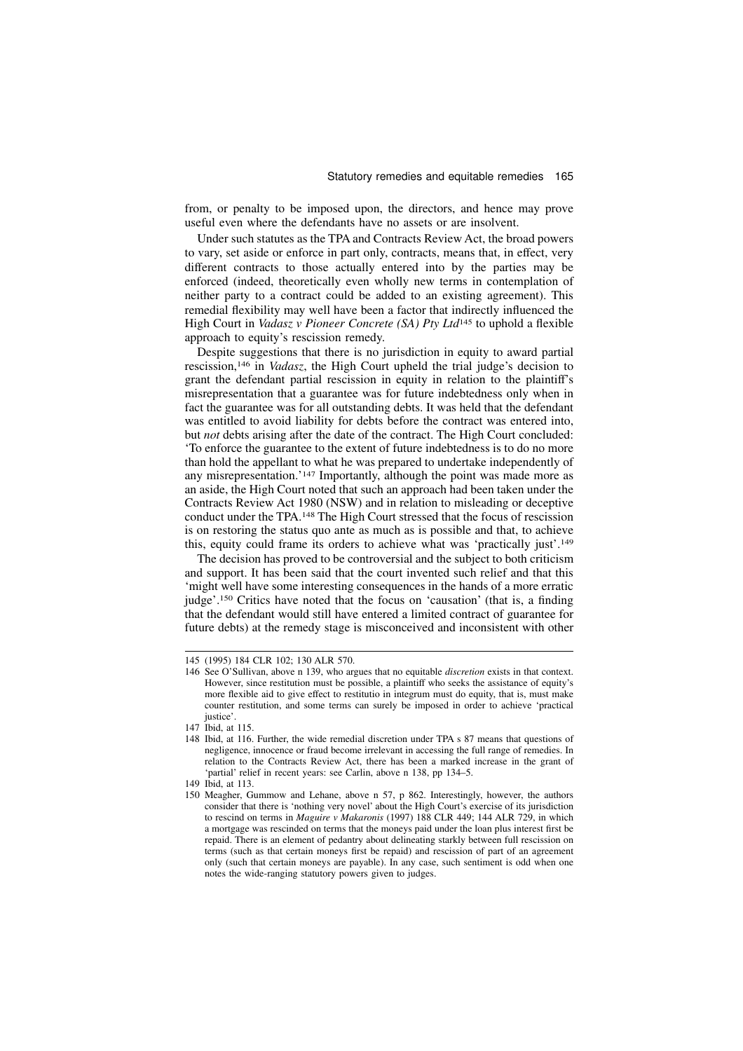from, or penalty to be imposed upon, the directors, and hence may prove useful even where the defendants have no assets or are insolvent.

Under such statutes as the TPA and Contracts Review Act, the broad powers to vary, set aside or enforce in part only, contracts, means that, in effect, very different contracts to those actually entered into by the parties may be enforced (indeed, theoretically even wholly new terms in contemplation of neither party to a contract could be added to an existing agreement). This remedial flexibility may well have been a factor that indirectly influenced the High Court in *Vadasz v Pioneer Concrete (SA) Pty Ltd*[145] to uphold a flexible approach to equity's rescission remedy.

Despite suggestions that there is no jurisdiction in equity to award partial rescission,[146] in *Vadasz*, the High Court upheld the trial judge's decision to grant the defendant partial rescission in equity in relation to the plaintiff's misrepresentation that a guarantee was for future indebtedness only when in fact the guarantee was for all outstanding debts. It was held that the defendant was entitled to avoid liability for debts before the contract was entered into, but *not* debts arising after the date of the contract. The High Court concluded: 'To enforce the guarantee to the extent of future indebtedness is to do no more than hold the appellant to what he was prepared to undertake independently of any misrepresentation.'[147] Importantly, although the point was made more as an aside, the High Court noted that such an approach had been taken under the Contracts Review Act 1980 (NSW) and in relation to misleading or deceptive conduct under the TPA.[148] The High Court stressed that the focus of rescission is on restoring the status quo ante as much as is possible and that, to achieve this, equity could frame its orders to achieve what was 'practically just'.[149]

The decision has proved to be controversial and the subject to both criticism and support. It has been said that the court invented such relief and that this 'might well have some interesting consequences in the hands of a more erratic judge'.[150] Critics have noted that the focus on 'causation' (that is, a finding that the defendant would still have entered a limited contract of guarantee for future debts) at the remedy stage is misconceived and inconsistent with other

---

145 (1995) 184 CLR 102; 130 ALR 570.

146 See O'Sullivan, above n 139, who argues that no equitable *discretion* exists in that context. However, since restitution must be possible, a plaintiff who seeks the assistance of equity's more flexible aid to give effect to restitutio in integrum must do equity, that is, must make counter restitution, and some terms can surely be imposed in order to achieve 'practical justice'.

147 Ibid, at 115.

148 Ibid, at 116. Further, the wide remedial discretion under TPA s 87 means that questions of negligence, innocence or fraud become irrelevant in accessing the full range of remedies. In relation to the Contracts Review Act, there has been a marked increase in the grant of 'partial' relief in recent years: see Carlin, above n 138, pp 134–5.

149 Ibid, at 113.

150 Meagher, Gummow and Lehane, above n 57, p 862. Interestingly, however, the authors consider that there is 'nothing very novel' about the High Court's exercise of its jurisdiction to rescind on terms in *Maguire v Makaronis* (1997) 188 CLR 449; 144 ALR 729, in which a mortgage was rescinded on terms that the moneys paid under the loan plus interest first be repaid. There is an element of pedantry about delineating starkly between full rescission on terms (such as that certain moneys first be repaid) and rescission of part of an agreement only (such that certain moneys are payable). In any case, such sentiment is odd when one notes the wide-ranging statutory powers given to judges.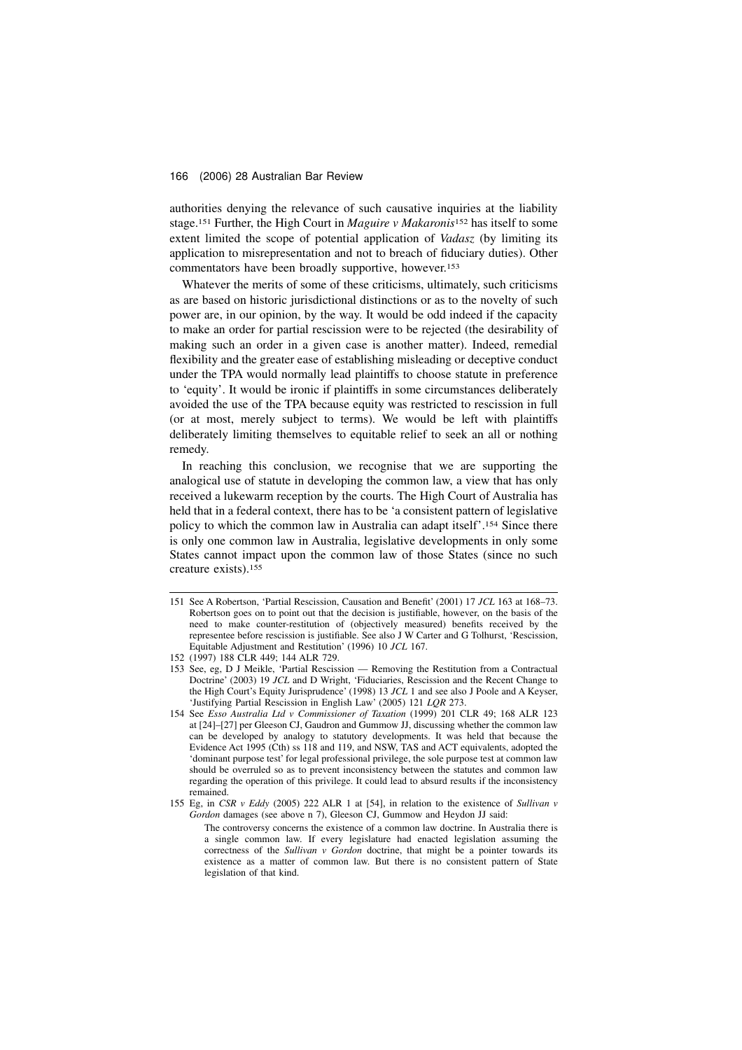authorities denying the relevance of such causative inquiries at the liability stage.[151] Further, the High Court in *Maguire v Makaronis*[152] has itself to some extent limited the scope of potential application of *Vadasz* (by limiting its application to misrepresentation and not to breach of fiduciary duties). Other commentators have been broadly supportive, however.[153]

Whatever the merits of some of these criticisms, ultimately, such criticisms as are based on historic jurisdictional distinctions or as to the novelty of such power are, in our opinion, by the way. It would be odd indeed if the capacity to make an order for partial rescission were to be rejected (the desirability of making such an order in a given case is another matter). Indeed, remedial flexibility and the greater ease of establishing misleading or deceptive conduct under the TPA would normally lead plaintiffs to choose statute in preference to 'equity'. It would be ironic if plaintiffs in some circumstances deliberately avoided the use of the TPA because equity was restricted to rescission in full (or at most, merely subject to terms). We would be left with plaintiffs deliberately limiting themselves to equitable relief to seek an all or nothing remedy.

In reaching this conclusion, we recognise that we are supporting the analogical use of statute in developing the common law, a view that has only received a lukewarm reception by the courts. The High Court of Australia has held that in a federal context, there has to be 'a consistent pattern of legislative policy to which the common law in Australia can adapt itself'.[154] Since there is only one common law in Australia, legislative developments in only some States cannot impact upon the common law of those States (since no such creature exists).[155]

---

151 See A Robertson, 'Partial Rescission, Causation and Benefit' (2001) 17 *JCL* 163 at 168–73. Robertson goes on to point out that the decision is justifiable, however, on the basis of the need to make counter-restitution of (objectively measured) benefits received by the representee before rescission is justifiable. See also J W Carter and G Tolhurst, 'Rescission, Equitable Adjustment and Restitution' (1996) 10 *JCL* 167.

152 (1997) 188 CLR 449; 144 ALR 729.

153 See, eg, D J Meikle, 'Partial Rescission — Removing the Restitution from a Contractual Doctrine' (2003) 19 *JCL* and D Wright, 'Fiduciaries, Rescission and the Recent Change to the High Court's Equity Jurisprudence' (1998) 13 *JCL* 1 and see also J Poole and A Keyser, 'Justifying Partial Rescission in English Law' (2005) 121 *LQR* 273.

154 See *Esso Australia Ltd v Commissioner of Taxation* (1999) 201 CLR 49; 168 ALR 123 at [24]–[27] per Gleeson CJ, Gaudron and Gummow JJ, discussing whether the common law can be developed by analogy to statutory developments. It was held that because the Evidence Act 1995 (Cth) ss 118 and 119, and NSW, TAS and ACT equivalents, adopted the 'dominant purpose test' for legal professional privilege, the sole purpose test at common law should be overruled so as to prevent inconsistency between the statutes and common law regarding the operation of this privilege. It could lead to absurd results if the inconsistency remained.

155 Eg, in *CSR v Eddy* (2005) 222 ALR 1 at [54], in relation to the existence of *Sullivan v Gordon* damages (see above n 7), Gleeson CJ, Gummow and Heydon JJ said:

> The controversy concerns the existence of a common law doctrine. In Australia there is a single common law. If every legislature had enacted legislation assuming the correctness of the *Sullivan v Gordon* doctrine, that might be a pointer towards its existence as a matter of common law. But there is no consistent pattern of State legislation of that kind.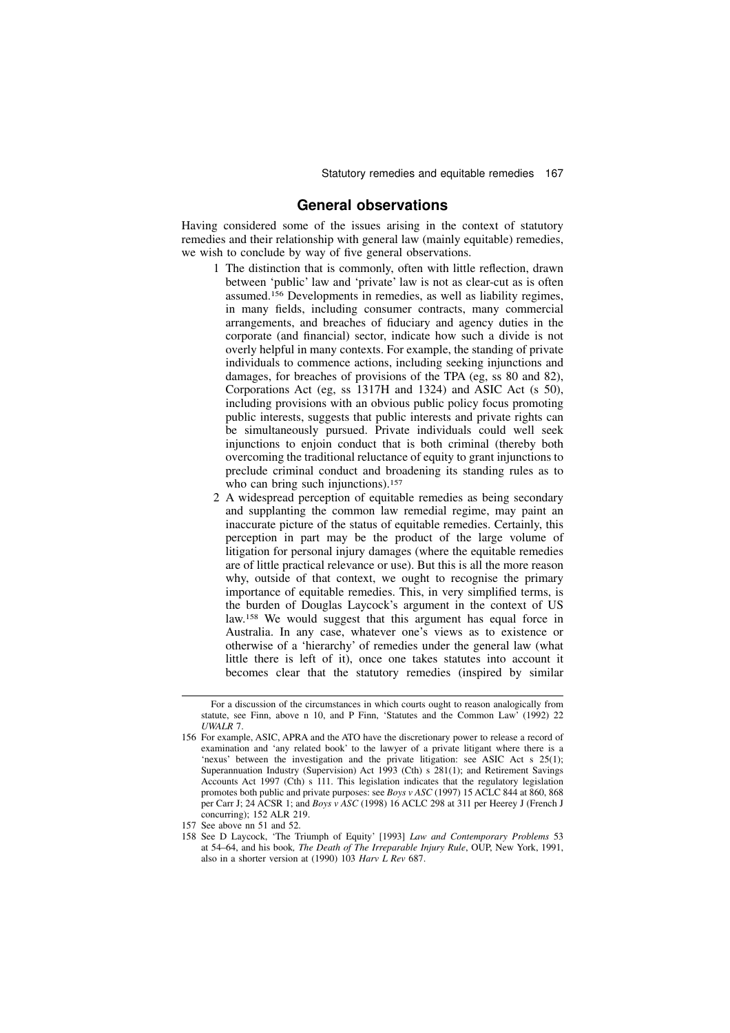## General observations

Having considered some of the issues arising in the context of statutory remedies and their relationship with general law (mainly equitable) remedies, we wish to conclude by way of five general observations.

1 The distinction that is commonly, often with little reflection, drawn between 'public' law and 'private' law is not as clear-cut as is often assumed.[156] Developments in remedies, as well as liability regimes, in many fields, including consumer contracts, many commercial arrangements, and breaches of fiduciary and agency duties in the corporate (and financial) sector, indicate how such a divide is not overly helpful in many contexts. For example, the standing of private individuals to commence actions, including seeking injunctions and damages, for breaches of provisions of the TPA (eg, ss 80 and 82), Corporations Act (eg, ss 1317H and 1324) and ASIC Act (s 50), including provisions with an obvious public policy focus promoting public interests, suggests that public interests and private rights can be simultaneously pursued. Private individuals could well seek injunctions to enjoin conduct that is both criminal (thereby both overcoming the traditional reluctance of equity to grant injunctions to preclude criminal conduct and broadening its standing rules as to who can bring such injunctions).[157]

2 A widespread perception of equitable remedies as being secondary and supplanting the common law remedial regime, may paint an inaccurate picture of the status of equitable remedies. Certainly, this perception in part may be the product of the large volume of litigation for personal injury damages (where the equitable remedies are of little practical relevance or use). But this is all the more reason why, outside of that context, we ought to recognise the primary importance of equitable remedies. This, in very simplified terms, is the burden of Douglas Laycock's argument in the context of US law.[158] We would suggest that this argument has equal force in Australia. In any case, whatever one's views as to existence or otherwise of a 'hierarchy' of remedies under the general law (what little there is left of it), once one takes statutes into account it becomes clear that the statutory remedies (inspired by similar

---

For a discussion of the circumstances in which courts ought to reason analogically from statute, see Finn, above n 10, and P Finn, 'Statutes and the Common Law' (1992) 22 *UWALR* 7.

156 For example, ASIC, APRA and the ATO have the discretionary power to release a record of examination and 'any related book' to the lawyer of a private litigant where there is a 'nexus' between the investigation and the private litigation: see ASIC Act s 25(1); Superannuation Industry (Supervision) Act 1993 (Cth) s 281(1); and Retirement Savings Accounts Act 1997 (Cth) s 111. This legislation indicates that the regulatory legislation promotes both public and private purposes: see *Boys v ASC* (1997) 15 ACLC 844 at 860, 868 per Carr J; 24 ACSR 1; and *Boys v ASC* (1998) 16 ACLC 298 at 311 per Heerey J (French J concurring); 152 ALR 219.

157 See above nn 51 and 52.

158 See D Laycock, 'The Triumph of Equity' [1993] *Law and Contemporary Problems* 53 at 54–64, and his book, *The Death of The Irreparable Injury Rule*, OUP, New York, 1991, also in a shorter version at (1990) 103 *Harv L Rev* 687.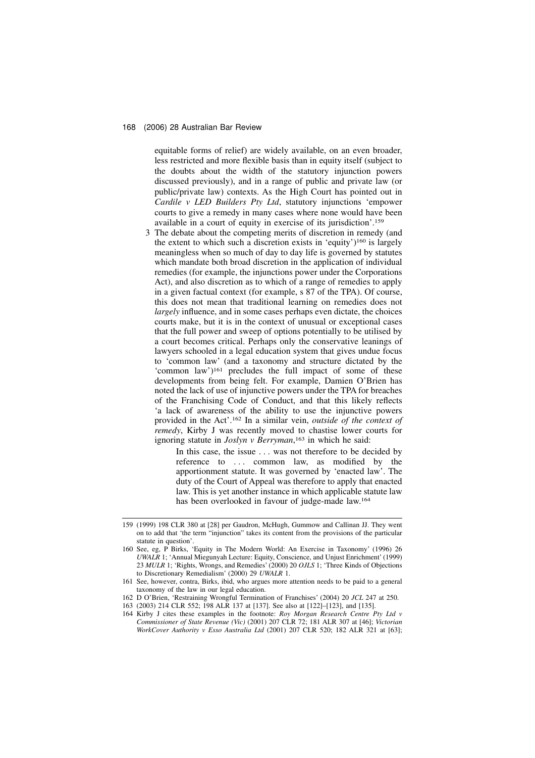equitable forms of relief) are widely available, on an even broader, less restricted and more flexible basis than in equity itself (subject to the doubts about the width of the statutory injunction powers discussed previously), and in a range of public and private law (or public/private law) contexts. As the High Court has pointed out in *Cardile v LED Builders Pty Ltd*, statutory injunctions 'empower courts to give a remedy in many cases where none would have been available in a court of equity in exercise of its jurisdiction'.[159]

3 The debate about the competing merits of discretion in remedy (and the extent to which such a discretion exists in 'equity')[160] is largely meaningless when so much of day to day life is governed by statutes which mandate both broad discretion in the application of individual remedies (for example, the injunctions power under the Corporations Act), and also discretion as to which of a range of remedies to apply in a given factual context (for example, s 87 of the TPA). Of course, this does not mean that traditional learning on remedies does not *largely* influence, and in some cases perhaps even dictate, the choices courts make, but it is in the context of unusual or exceptional cases that the full power and sweep of options potentially to be utilised by a court becomes critical. Perhaps only the conservative leanings of lawyers schooled in a legal education system that gives undue focus to 'common law' (and a taxonomy and structure dictated by the 'common law')[161] precludes the full impact of some of these developments from being felt. For example, Damien O'Brien has noted the lack of use of injunctive powers under the TPA for breaches of the Franchising Code of Conduct, and that this likely reflects 'a lack of awareness of the ability to use the injunctive powers provided in the Act'.[162] In a similar vein, *outside of the context of remedy*, Kirby J was recently moved to chastise lower courts for ignoring statute in *Joslyn v Berryman*,[163] in which he said:

> In this case, the issue . . . was not therefore to be decided by reference to . . . common law, as modified by the apportionment statute. It was governed by 'enacted law'. The duty of the Court of Appeal was therefore to apply that enacted law. This is yet another instance in which applicable statute law has been overlooked in favour of judge-made law.[164]

---

159 (1999) 198 CLR 380 at [28] per Gaudron, McHugh, Gummow and Callinan JJ. They went on to add that 'the term "injunction" takes its content from the provisions of the particular statute in question'.

160 See, eg, P Birks, 'Equity in The Modern World: An Exercise in Taxonomy' (1996) 26 *UWALR* 1; 'Annual Miegunyah Lecture: Equity, Conscience, and Unjust Enrichment' (1999) 23 *MULR* 1; 'Rights, Wrongs, and Remedies' (2000) 20 *OJLS* 1; 'Three Kinds of Objections to Discretionary Remedialism' (2000) 29 *UWALR* 1.

161 See, however, contra, Birks, ibid, who argues more attention needs to be paid to a general taxonomy of the law in our legal education.

162 D O'Brien, 'Restraining Wrongful Termination of Franchises' (2004) 20 *JCL* 247 at 250.

163 (2003) 214 CLR 552; 198 ALR 137 at [137]. See also at [122]–[123], and [135].

164 Kirby J cites these examples in the footnote: *Roy Morgan Research Centre Pty Ltd v Commissioner of State Revenue (Vic)* (2001) 207 CLR 72; 181 ALR 307 at [46]; *Victorian WorkCover Authority v Esso Australia Ltd* (2001) 207 CLR 520; 182 ALR 321 at [63];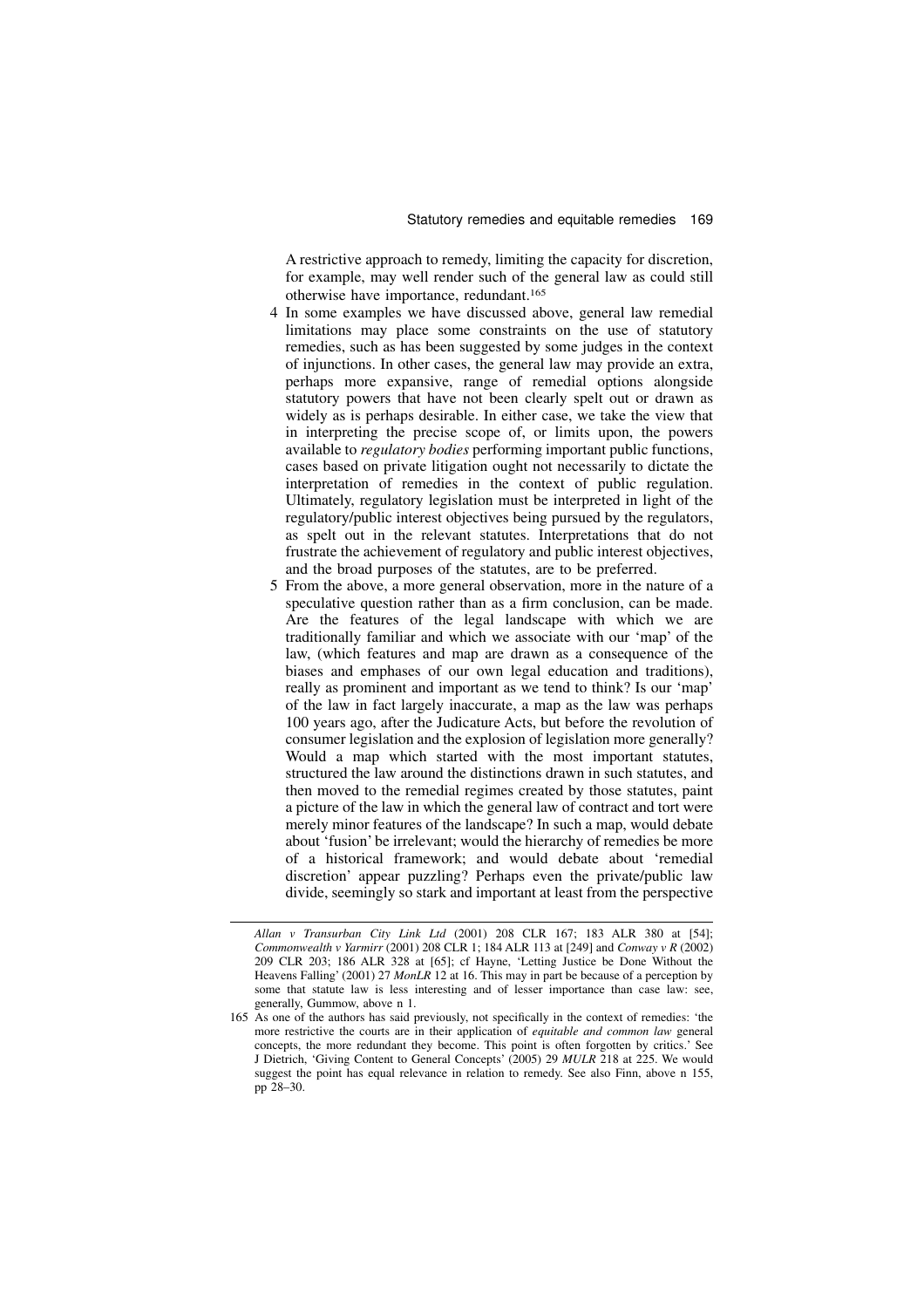A restrictive approach to remedy, limiting the capacity for discretion, for example, may well render such of the general law as could still otherwise have importance, redundant.[165]

4 In some examples we have discussed above, general law remedial limitations may place some constraints on the use of statutory remedies, such as has been suggested by some judges in the context of injunctions. In other cases, the general law may provide an extra, perhaps more expansive, range of remedial options alongside statutory powers that have not been clearly spelt out or drawn as widely as is perhaps desirable. In either case, we take the view that in interpreting the precise scope of, or limits upon, the powers available to *regulatory bodies* performing important public functions, cases based on private litigation ought not necessarily to dictate the interpretation of remedies in the context of public regulation. Ultimately, regulatory legislation must be interpreted in light of the regulatory/public interest objectives being pursued by the regulators, as spelt out in the relevant statutes. Interpretations that do not frustrate the achievement of regulatory and public interest objectives, and the broad purposes of the statutes, are to be preferred.

5 From the above, a more general observation, more in the nature of a speculative question rather than as a firm conclusion, can be made. Are the features of the legal landscape with which we are traditionally familiar and which we associate with our 'map' of the law, (which features and map are drawn as a consequence of the biases and emphases of our own legal education and traditions), really as prominent and important as we tend to think? Is our 'map' of the law in fact largely inaccurate, a map as the law was perhaps 100 years ago, after the Judicature Acts, but before the revolution of consumer legislation and the explosion of legislation more generally? Would a map which started with the most important statutes, structured the law around the distinctions drawn in such statutes, and then moved to the remedial regimes created by those statutes, paint a picture of the law in which the general law of contract and tort were merely minor features of the landscape? In such a map, would debate about 'fusion' be irrelevant; would the hierarchy of remedies be more of a historical framework; and would debate about 'remedial discretion' appear puzzling? Perhaps even the private/public law divide, seemingly so stark and important at least from the perspective

---

*Allan v Transurban City Link Ltd* (2001) 208 CLR 167; 183 ALR 380 at [54]; *Commonwealth v Yarmirr* (2001) 208 CLR 1; 184 ALR 113 at [249] and *Conway v R* (2002) 209 CLR 203; 186 ALR 328 at [65]; cf Hayne, 'Letting Justice be Done Without the Heavens Falling' (2001) 27 *MonLR* 12 at 16. This may in part be because of a perception by some that statute law is less interesting and of lesser importance than case law: see, generally, Gummow, above n 1.

165 As one of the authors has said previously, not specifically in the context of remedies: 'the more restrictive the courts are in their application of *equitable and common law* general concepts, the more redundant they become. This point is often forgotten by critics.' See J Dietrich, 'Giving Content to General Concepts' (2005) 29 *MULR* 218 at 225. We would suggest the point has equal relevance in relation to remedy. See also Finn, above n 155, pp 28–30.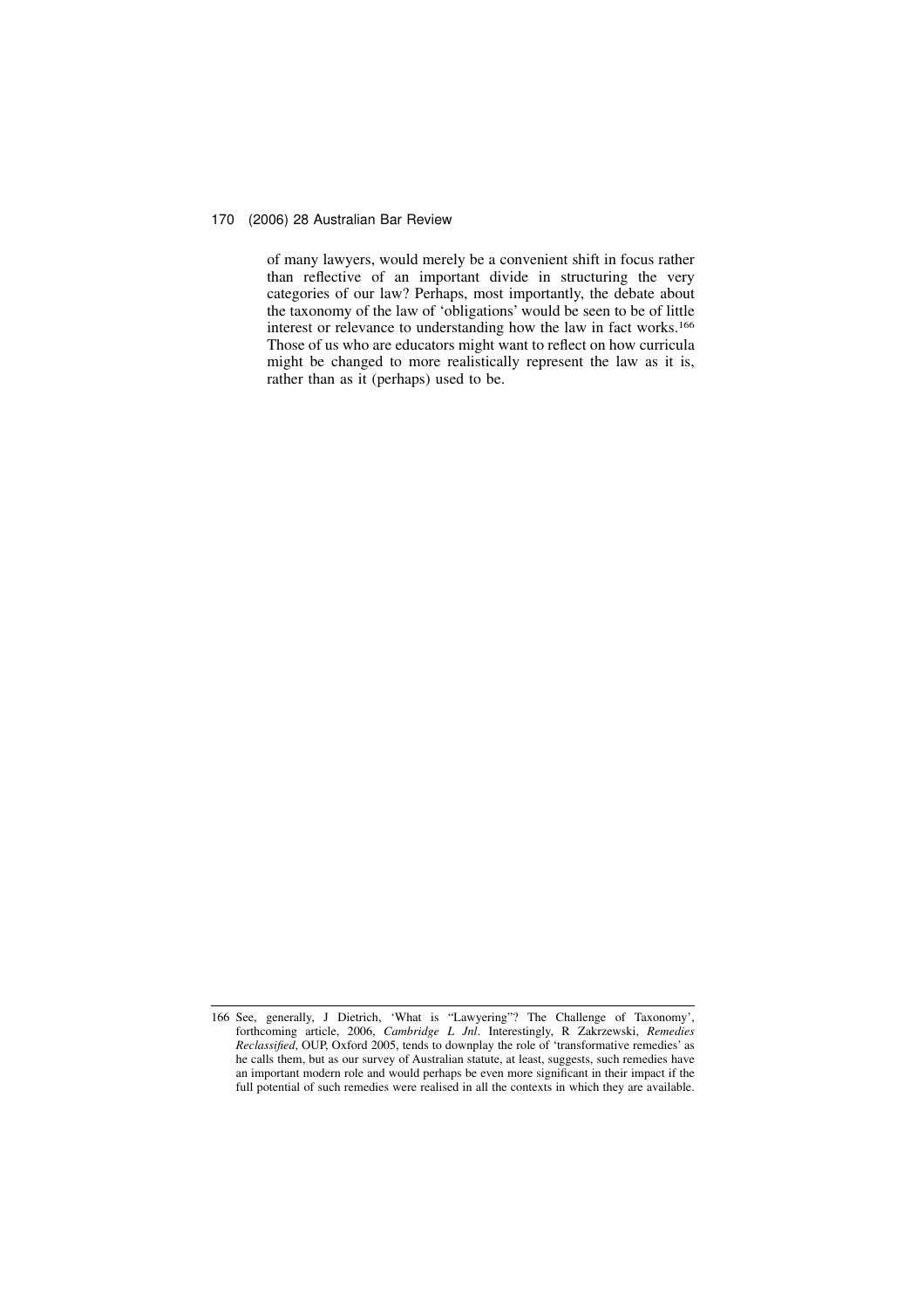of many lawyers, would merely be a convenient shift in focus rather than reflective of an important divide in structuring the very categories of our law? Perhaps, most importantly, the debate about the taxonomy of the law of 'obligations' would be seen to be of little interest or relevance to understanding how the law in fact works.[166] Those of us who are educators might want to reflect on how curricula might be changed to more realistically represent the law as it is, rather than as it (perhaps) used to be.

---

166 See, generally, J Dietrich, 'What is "Lawyering"? The Challenge of Taxonomy', forthcoming article, 2006, *Cambridge L Jnl*. Interestingly, R Zakrzewski, *Remedies Reclassified*, OUP, Oxford 2005, tends to downplay the role of 'transformative remedies' as he calls them, but as our survey of Australian statute, at least, suggests, such remedies have an important modern role and would perhaps be even more significant in their impact if the full potential of such remedies were realised in all the contexts in which they are available.